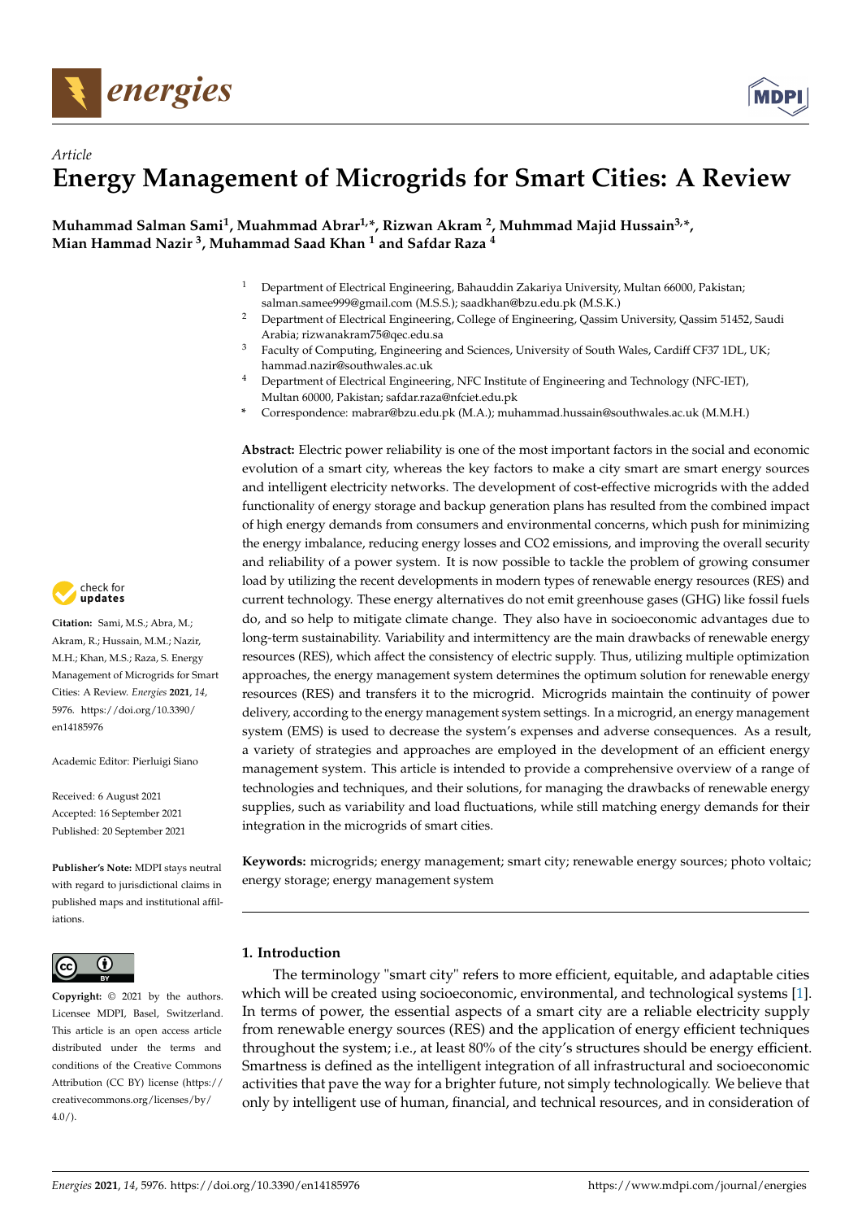*Article*

# Energy Management of Microgrids for Smart Cities: A Review

**Muhammad Salman Sami [1], Muahmmad Abrar [1,*], Rizwan Akram [2], Muhmmad Majid Hussain [3,*], Mian Hammad Nazir [3], Muhammad Saad Khan [1] and Safdar Raza [4]**

[1] Department of Electrical Engineering, Bahauddin Zakariya University, Multan 66000, Pakistan; salman.samee999@gmail.com (M.S.S.); saadkhan@bzu.edu.pk (M.S.K.)

[2] Department of Electrical Engineering, College of Engineering, Qassim University, Qassim 51452, Saudi Arabia; rizwanakram75@qec.edu.sa

[3] Faculty of Computing, Engineering and Sciences, University of South Wales, Cardiff CF37 1DL, UK; hammad.nazir@southwales.ac.uk

[4] Department of Electrical Engineering, NFC Institute of Engineering and Technology (NFC-IET), Multan 60000, Pakistan; safdar.raza@nfciet.edu.pk

\* Correspondence: mabrar@bzu.edu.pk (M.A.); muhammad.hussain@southwales.ac.uk (M.M.H.)

**Citation:** Sami, M.S.; Abra, M.; Akram, R.; Hussain, M.M.; Nazir, M.H.; Khan, M.S.; Raza, S. Energy Management of Microgrids for Smart Cities: A Review. *Energies* **2021**, *14*, 5976. https://doi.org/10.3390/en14185976

Academic Editor: Pierluigi Siano

Received: 6 August 2021
Accepted: 16 September 2021
Published: 20 September 2021

**Publisher's Note:** MDPI stays neutral with regard to jurisdictional claims in published maps and institutional affiliations.

**Copyright:** © 2021 by the authors. Licensee MDPI, Basel, Switzerland. This article is an open access article distributed under the terms and conditions of the Creative Commons Attribution (CC BY) license (https://creativecommons.org/licenses/by/4.0/).

**Abstract:** Electric power reliability is one of the most important factors in the social and economic evolution of a smart city, whereas the key factors to make a city smart are smart energy sources and intelligent electricity networks. The development of cost-effective microgrids with the added functionality of energy storage and backup generation plans has resulted from the combined impact of high energy demands from consumers and environmental concerns, which push for minimizing the energy imbalance, reducing energy losses and CO2 emissions, and improving the overall security and reliability of a power system. It is now possible to tackle the problem of growing consumer load by utilizing the recent developments in modern types of renewable energy resources (RES) and current technology. These energy alternatives do not emit greenhouse gases (GHG) like fossil fuels do, and so help to mitigate climate change. They also have in socioeconomic advantages due to long-term sustainability. Variability and intermittency are the main drawbacks of renewable energy resources (RES), which affect the consistency of electric supply. Thus, utilizing multiple optimization approaches, the energy management system determines the optimum solution for renewable energy resources (RES) and transfers it to the microgrid. Microgrids maintain the continuity of power delivery, according to the energy management system settings. In a microgrid, an energy management system (EMS) is used to decrease the system's expenses and adverse consequences. As a result, a variety of strategies and approaches are employed in the development of an efficient energy management system. This article is intended to provide a comprehensive overview of a range of technologies and techniques, and their solutions, for managing the drawbacks of renewable energy supplies, such as variability and load fluctuations, while still matching energy demands for their integration in the microgrids of smart cities.

**Keywords:** microgrids; energy management; smart city; renewable energy sources; photo voltaic; energy storage; energy management system

## 1. Introduction

The terminology "smart city" refers to more efficient, equitable, and adaptable cities which will be created using socioeconomic, environmental, and technological systems [1]. In terms of power, the essential aspects of a smart city are a reliable electricity supply from renewable energy sources (RES) and the application of energy efficient techniques throughout the system; i.e., at least 80% of the city's structures should be energy efficient. Smartness is defined as the intelligent integration of all infrastructural and socioeconomic activities that pave the way for a brighter future, not simply technologically. We believe that only by intelligent use of human, financial, and technical resources, and in consideration of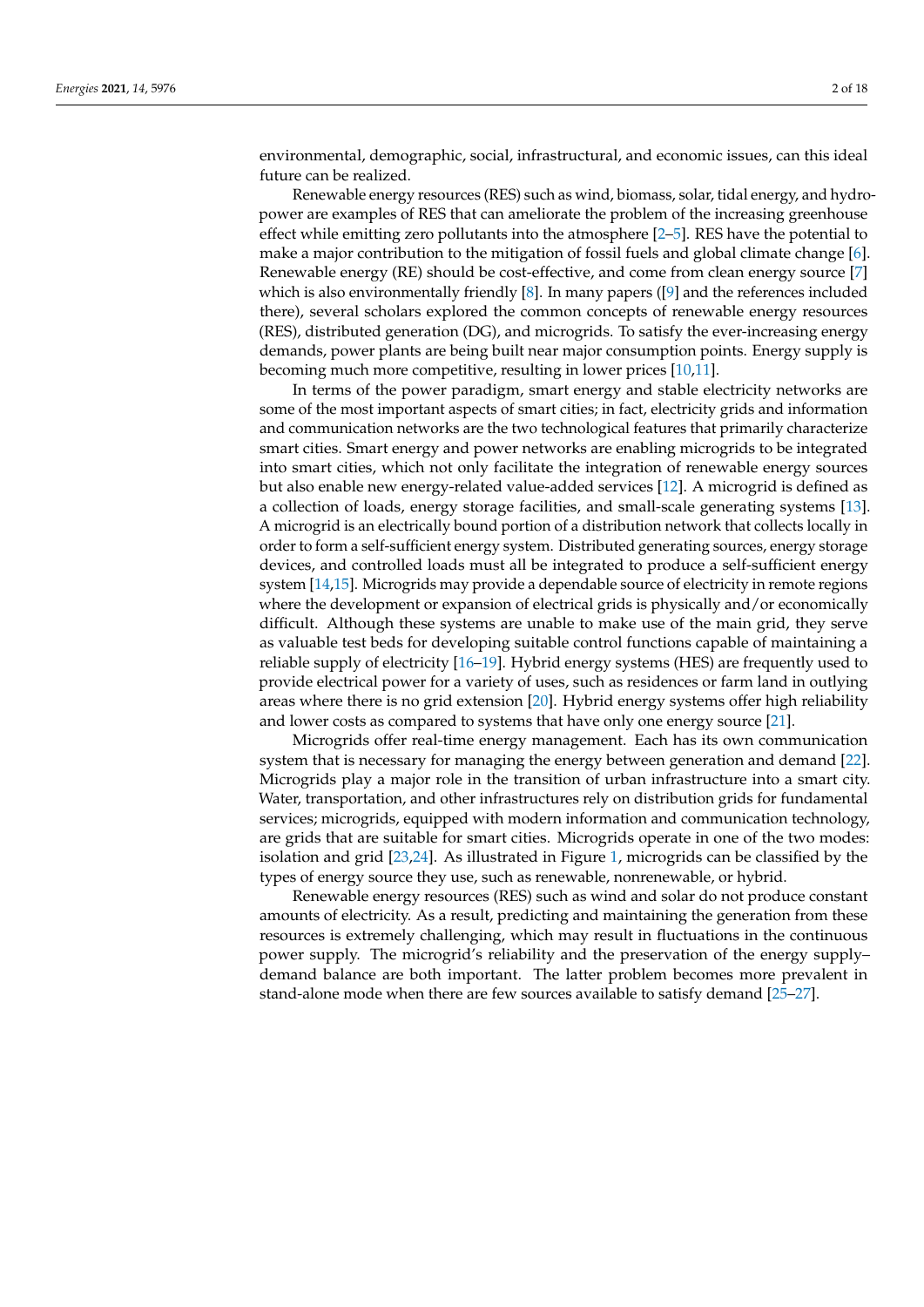environmental, demographic, social, infrastructural, and economic issues, can this ideal future can be realized.

Renewable energy resources (RES) such as wind, biomass, solar, tidal energy, and hydropower are examples of RES that can ameliorate the problem of the increasing greenhouse effect while emitting zero pollutants into the atmosphere [2–5]. RES have the potential to make a major contribution to the mitigation of fossil fuels and global climate change [6]. Renewable energy (RE) should be cost-effective, and come from clean energy source [7] which is also environmentally friendly [8]. In many papers ([9] and the references included there), several scholars explored the common concepts of renewable energy resources (RES), distributed generation (DG), and microgrids. To satisfy the ever-increasing energy demands, power plants are being built near major consumption points. Energy supply is becoming much more competitive, resulting in lower prices [10,11].

In terms of the power paradigm, smart energy and stable electricity networks are some of the most important aspects of smart cities; in fact, electricity grids and information and communication networks are the two technological features that primarily characterize smart cities. Smart energy and power networks are enabling microgrids to be integrated into smart cities, which not only facilitate the integration of renewable energy sources but also enable new energy-related value-added services [12]. A microgrid is defined as a collection of loads, energy storage facilities, and small-scale generating systems [13]. A microgrid is an electrically bound portion of a distribution network that collects locally in order to form a self-sufficient energy system. Distributed generating sources, energy storage devices, and controlled loads must all be integrated to produce a self-sufficient energy system [14,15]. Microgrids may provide a dependable source of electricity in remote regions where the development or expansion of electrical grids is physically and/or economically difficult. Although these systems are unable to make use of the main grid, they serve as valuable test beds for developing suitable control functions capable of maintaining a reliable supply of electricity [16–19]. Hybrid energy systems (HES) are frequently used to provide electrical power for a variety of uses, such as residences or farm land in outlying areas where there is no grid extension [20]. Hybrid energy systems offer high reliability and lower costs as compared to systems that have only one energy source [21].

Microgrids offer real-time energy management. Each has its own communication system that is necessary for managing the energy between generation and demand [22]. Microgrids play a major role in the transition of urban infrastructure into a smart city. Water, transportation, and other infrastructures rely on distribution grids for fundamental services; microgrids, equipped with modern information and communication technology, are grids that are suitable for smart cities. Microgrids operate in one of the two modes: isolation and grid [23,24]. As illustrated in Figure 1, microgrids can be classified by the types of energy source they use, such as renewable, nonrenewable, or hybrid.

Renewable energy resources (RES) such as wind and solar do not produce constant amounts of electricity. As a result, predicting and maintaining the generation from these resources is extremely challenging, which may result in fluctuations in the continuous power supply. The microgrid's reliability and the preservation of the energy supply–demand balance are both important. The latter problem becomes more prevalent in stand-alone mode when there are few sources available to satisfy demand [25–27].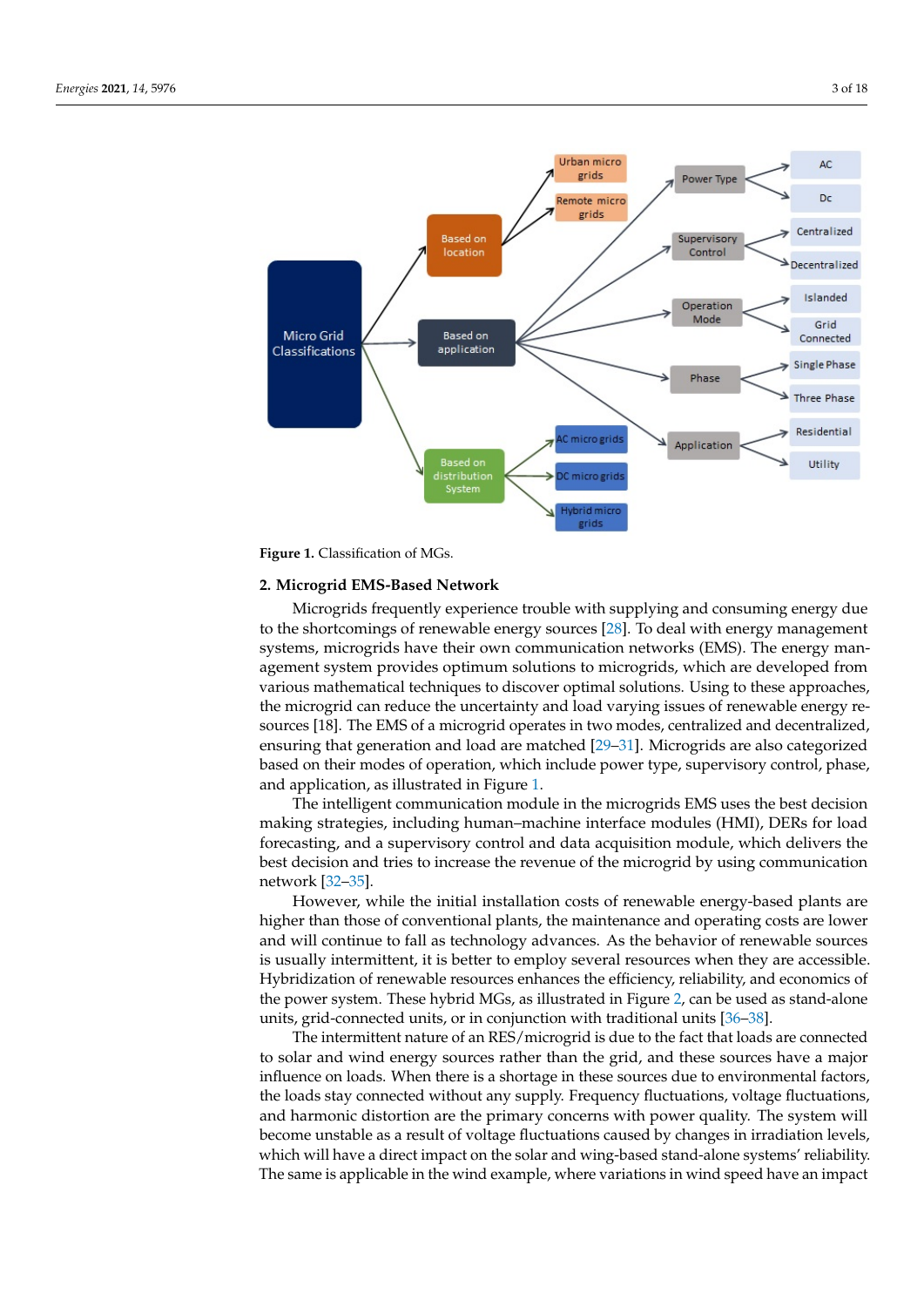Figure 1. Classification of MGs.

## 2. Microgrid EMS-Based Network

Microgrids frequently experience trouble with supplying and consuming energy due to the shortcomings of renewable energy sources [28]. To deal with energy management systems, microgrids have their own communication networks (EMS). The energy management system provides optimum solutions to microgrids, which are developed from various mathematical techniques to discover optimal solutions. Using to these approaches, the microgrid can reduce the uncertainty and load varying issues of renewable energy resources [18]. The EMS of a microgrid operates in two modes, centralized and decentralized, ensuring that generation and load are matched [29–31]. Microgrids are also categorized based on their modes of operation, which include power type, supervisory control, phase, and application, as illustrated in Figure 1.

The intelligent communication module in the microgrids EMS uses the best decision making strategies, including human–machine interface modules (HMI), DERs for load forecasting, and a supervisory control and data acquisition module, which delivers the best decision and tries to increase the revenue of the microgrid by using communication network [32–35].

However, while the initial installation costs of renewable energy-based plants are higher than those of conventional plants, the maintenance and operating costs are lower and will continue to fall as technology advances. As the behavior of renewable sources is usually intermittent, it is better to employ several resources when they are accessible. Hybridization of renewable resources enhances the efficiency, reliability, and economics of the power system. These hybrid MGs, as illustrated in Figure 2, can be used as stand-alone units, grid-connected units, or in conjunction with traditional units [36–38].

The intermittent nature of an RES/microgrid is due to the fact that loads are connected to solar and wind energy sources rather than the grid, and these sources have a major influence on loads. When there is a shortage in these sources due to environmental factors, the loads stay connected without any supply. Frequency fluctuations, voltage fluctuations, and harmonic distortion are the primary concerns with power quality. The system will become unstable as a result of voltage fluctuations caused by changes in irradiation levels, which will have a direct impact on the solar and wing-based stand-alone systems' reliability. The same is applicable in the wind example, where variations in wind speed have an impact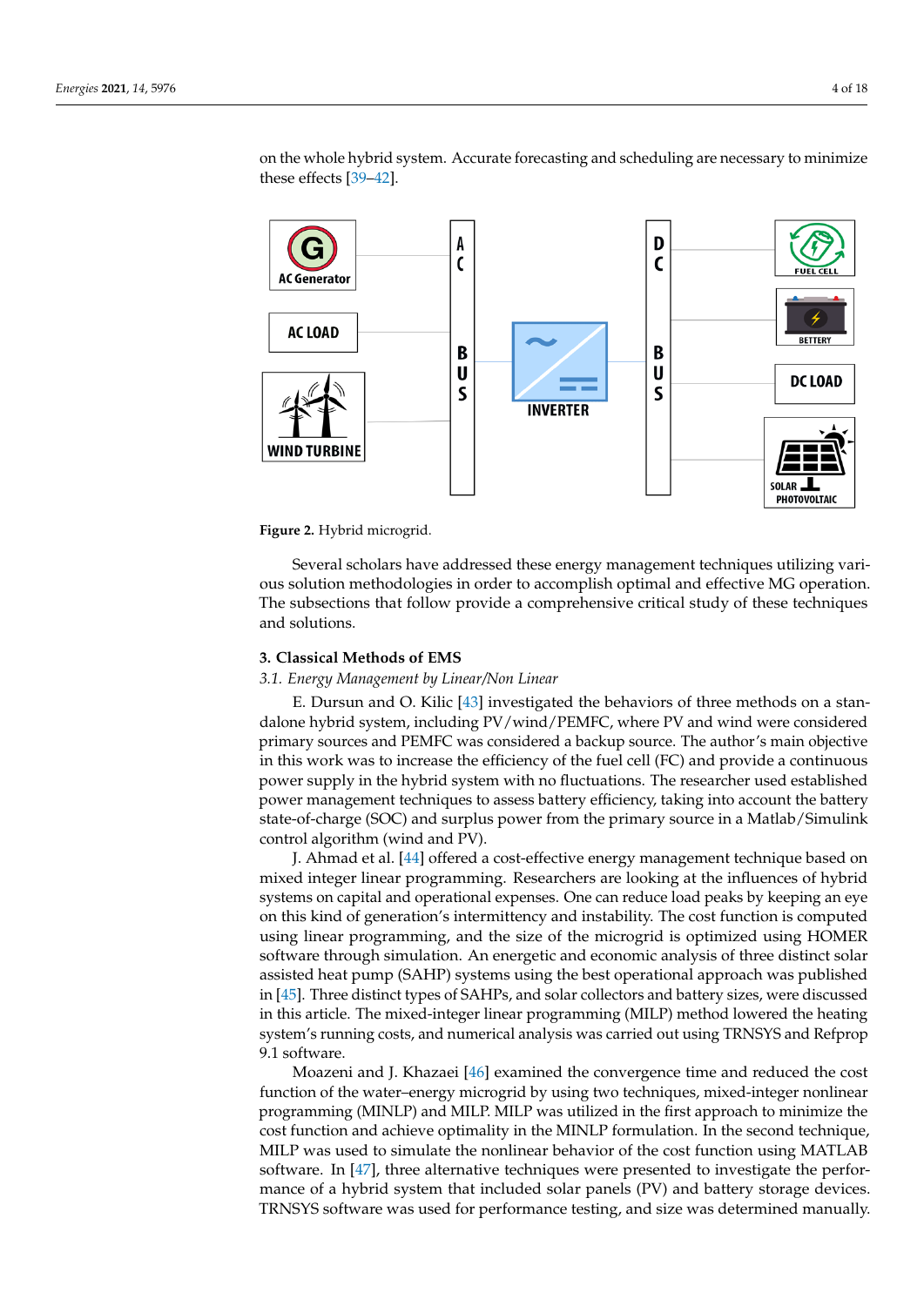on the whole hybrid system. Accurate forecasting and scheduling are necessary to minimize these effects [39–42].

**Figure 2.** Hybrid microgrid.

Several scholars have addressed these energy management techniques utilizing various solution methodologies in order to accomplish optimal and effective MG operation. The subsections that follow provide a comprehensive critical study of these techniques and solutions.

## 3. Classical Methods of EMS

### *3.1. Energy Management by Linear/Non Linear*

E. Dursun and O. Kilic [43] investigated the behaviors of three methods on a standalone hybrid system, including PV/wind/PEMFC, where PV and wind were considered primary sources and PEMFC was considered a backup source. The author's main objective in this work was to increase the efficiency of the fuel cell (FC) and provide a continuous power supply in the hybrid system with no fluctuations. The researcher used established power management techniques to assess battery efficiency, taking into account the battery state-of-charge (SOC) and surplus power from the primary source in a Matlab/Simulink control algorithm (wind and PV).

J. Ahmad et al. [44] offered a cost-effective energy management technique based on mixed integer linear programming. Researchers are looking at the influences of hybrid systems on capital and operational expenses. One can reduce load peaks by keeping an eye on this kind of generation's intermittency and instability. The cost function is computed using linear programming, and the size of the microgrid is optimized using HOMER software through simulation. An energetic and economic analysis of three distinct solar assisted heat pump (SAHP) systems using the best operational approach was published in [45]. Three distinct types of SAHPs, and solar collectors and battery sizes, were discussed in this article. The mixed-integer linear programming (MILP) method lowered the heating system's running costs, and numerical analysis was carried out using TRNSYS and Refprop 9.1 software.

Moazeni and J. Khazaei [46] examined the convergence time and reduced the cost function of the water–energy microgrid by using two techniques, mixed-integer nonlinear programming (MINLP) and MILP. MILP was utilized in the first approach to minimize the cost function and achieve optimality in the MINLP formulation. In the second technique, MILP was used to simulate the nonlinear behavior of the cost function using MATLAB software. In [47], three alternative techniques were presented to investigate the performance of a hybrid system that included solar panels (PV) and battery storage devices. TRNSYS software was used for performance testing, and size was determined manually.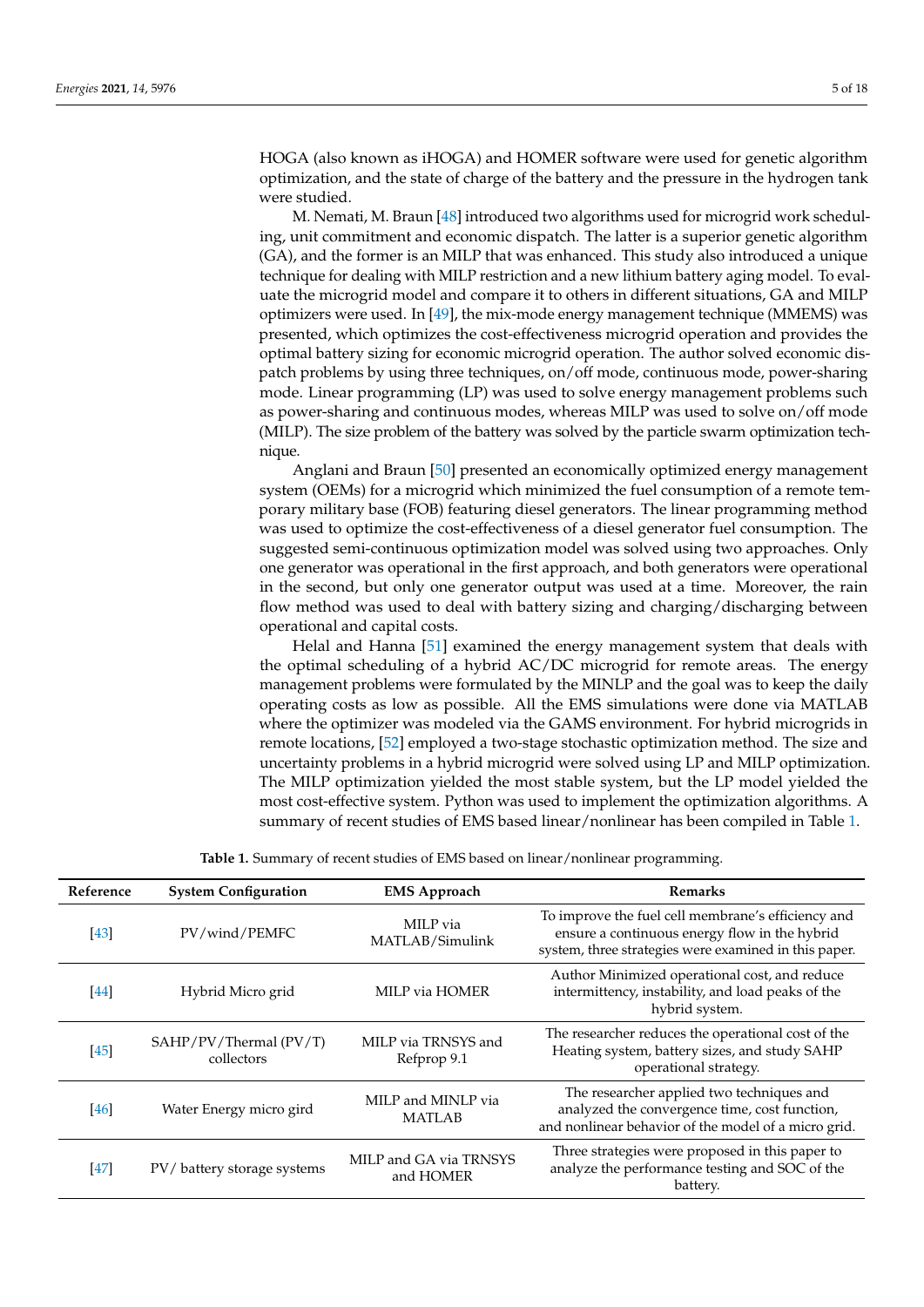HOGA (also known as iHOGA) and HOMER software were used for genetic algorithm optimization, and the state of charge of the battery and the pressure in the hydrogen tank were studied.

M. Nemati, M. Braun [48] introduced two algorithms used for microgrid work scheduling, unit commitment and economic dispatch. The latter is a superior genetic algorithm (GA), and the former is an MILP that was enhanced. This study also introduced a unique technique for dealing with MILP restriction and a new lithium battery aging model. To evaluate the microgrid model and compare it to others in different situations, GA and MILP optimizers were used. In [49], the mix-mode energy management technique (MMEMS) was presented, which optimizes the cost-effectiveness microgrid operation and provides the optimal battery sizing for economic microgrid operation. The author solved economic dispatch problems by using three techniques, on/off mode, continuous mode, power-sharing mode. Linear programming (LP) was used to solve energy management problems such as power-sharing and continuous modes, whereas MILP was used to solve on/off mode (MILP). The size problem of the battery was solved by the particle swarm optimization technique.

Anglani and Braun [50] presented an economically optimized energy management system (OEMs) for a microgrid which minimized the fuel consumption of a remote temporary military base (FOB) featuring diesel generators. The linear programming method was used to optimize the cost-effectiveness of a diesel generator fuel consumption. The suggested semi-continuous optimization model was solved using two approaches. Only one generator was operational in the first approach, and both generators were operational in the second, but only one generator output was used at a time. Moreover, the rain flow method was used to deal with battery sizing and charging/discharging between operational and capital costs.

Helal and Hanna [51] examined the energy management system that deals with the optimal scheduling of a hybrid AC/DC microgrid for remote areas. The energy management problems were formulated by the MINLP and the goal was to keep the daily operating costs as low as possible. All the EMS simulations were done via MATLAB where the optimizer was modeled via the GAMS environment. For hybrid microgrids in remote locations, [52] employed a two-stage stochastic optimization method. The size and uncertainty problems in a hybrid microgrid were solved using LP and MILP optimization. The MILP optimization yielded the most stable system, but the LP model yielded the most cost-effective system. Python was used to implement the optimization algorithms. A summary of recent studies of EMS based linear/nonlinear has been compiled in Table 1.

**Table 1.** Summary of recent studies of EMS based on linear/nonlinear programming.

| Reference | System Configuration | EMS Approach | Remarks |
|---|---|---|---|
| [43] | PV/wind/PEMFC | MILP via MATLAB/Simulink | To improve the fuel cell membrane's efficiency and ensure a continuous energy flow in the hybrid system, three strategies were examined in this paper. |
| [44] | Hybrid Micro grid | MILP via HOMER | Author Minimized operational cost, and reduce intermittency, instability, and load peaks of the hybrid system. |
| [45] | SAHP/PV/Thermal (PV/T) collectors | MILP via TRNSYS and Refprop 9.1 | The researcher reduces the operational cost of the Heating system, battery sizes, and study SAHP operational strategy. |
| [46] | Water Energy micro gird | MILP and MINLP via MATLAB | The researcher applied two techniques and analyzed the convergence time, cost function, and nonlinear behavior of the model of a micro grid. |
| [47] | PV/ battery storage systems | MILP and GA via TRNSYS and HOMER | Three strategies were proposed in this paper to analyze the performance testing and SOC of the battery. |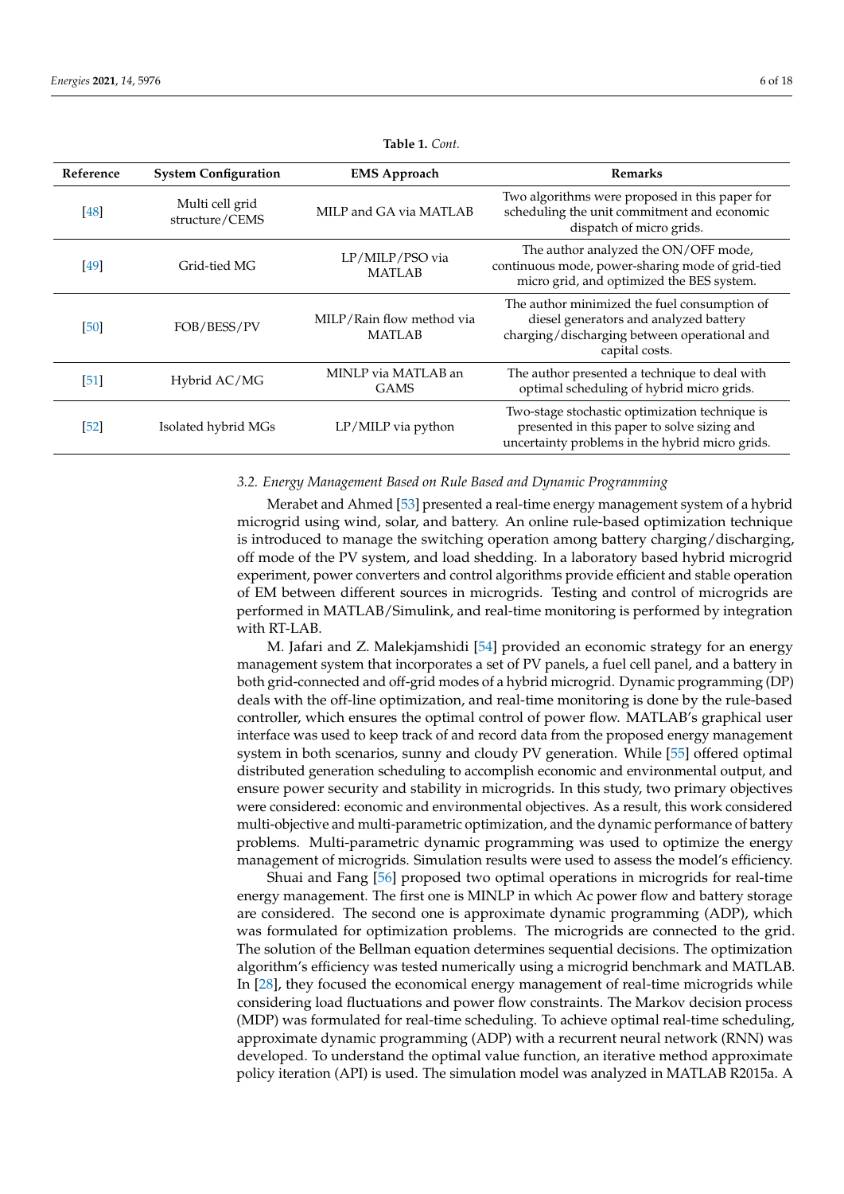**Table 1.** *Cont.*

| Reference | System Configuration | EMS Approach | Remarks |
|---|---|---|---|
| [48] | Multi cell grid structure/CEMS | MILP and GA via MATLAB | Two algorithms were proposed in this paper for scheduling the unit commitment and economic dispatch of micro grids. |
| [49] | Grid-tied MG | LP/MILP/PSO via MATLAB | The author analyzed the ON/OFF mode, continuous mode, power-sharing mode of grid-tied micro grid, and optimized the BES system. |
| [50] | FOB/BESS/PV | MILP/Rain flow method via MATLAB | The author minimized the fuel consumption of diesel generators and analyzed battery charging/discharging between operational and capital costs. |
| [51] | Hybrid AC/MG | MINLP via MATLAB an GAMS | The author presented a technique to deal with optimal scheduling of hybrid micro grids. |
| [52] | Isolated hybrid MGs | LP/MILP via python | Two-stage stochastic optimization technique is presented in this paper to solve sizing and uncertainty problems in the hybrid micro grids. |

### *3.2. Energy Management Based on Rule Based and Dynamic Programming*

Merabet and Ahmed [53] presented a real-time energy management system of a hybrid microgrid using wind, solar, and battery. An online rule-based optimization technique is introduced to manage the switching operation among battery charging/discharging, off mode of the PV system, and load shedding. In a laboratory based hybrid microgrid experiment, power converters and control algorithms provide efficient and stable operation of EM between different sources in microgrids. Testing and control of microgrids are performed in MATLAB/Simulink, and real-time monitoring is performed by integration with RT-LAB.

M. Jafari and Z. Malekjamshidi [54] provided an economic strategy for an energy management system that incorporates a set of PV panels, a fuel cell panel, and a battery in both grid-connected and off-grid modes of a hybrid microgrid. Dynamic programming (DP) deals with the off-line optimization, and real-time monitoring is done by the rule-based controller, which ensures the optimal control of power flow. MATLAB's graphical user interface was used to keep track of and record data from the proposed energy management system in both scenarios, sunny and cloudy PV generation. While [55] offered optimal distributed generation scheduling to accomplish economic and environmental output, and ensure power security and stability in microgrids. In this study, two primary objectives were considered: economic and environmental objectives. As a result, this work considered multi-objective and multi-parametric optimization, and the dynamic performance of battery problems. Multi-parametric dynamic programming was used to optimize the energy management of microgrids. Simulation results were used to assess the model's efficiency.

Shuai and Fang [56] proposed two optimal operations in microgrids for real-time energy management. The first one is MINLP in which Ac power flow and battery storage are considered. The second one is approximate dynamic programming (ADP), which was formulated for optimization problems. The microgrids are connected to the grid. The solution of the Bellman equation determines sequential decisions. The optimization algorithm's efficiency was tested numerically using a microgrid benchmark and MATLAB. In [28], they focused the economical energy management of real-time microgrids while considering load fluctuations and power flow constraints. The Markov decision process (MDP) was formulated for real-time scheduling. To achieve optimal real-time scheduling, approximate dynamic programming (ADP) with a recurrent neural network (RNN) was developed. To understand the optimal value function, an iterative method approximate policy iteration (API) is used. The simulation model was analyzed in MATLAB R2015a. A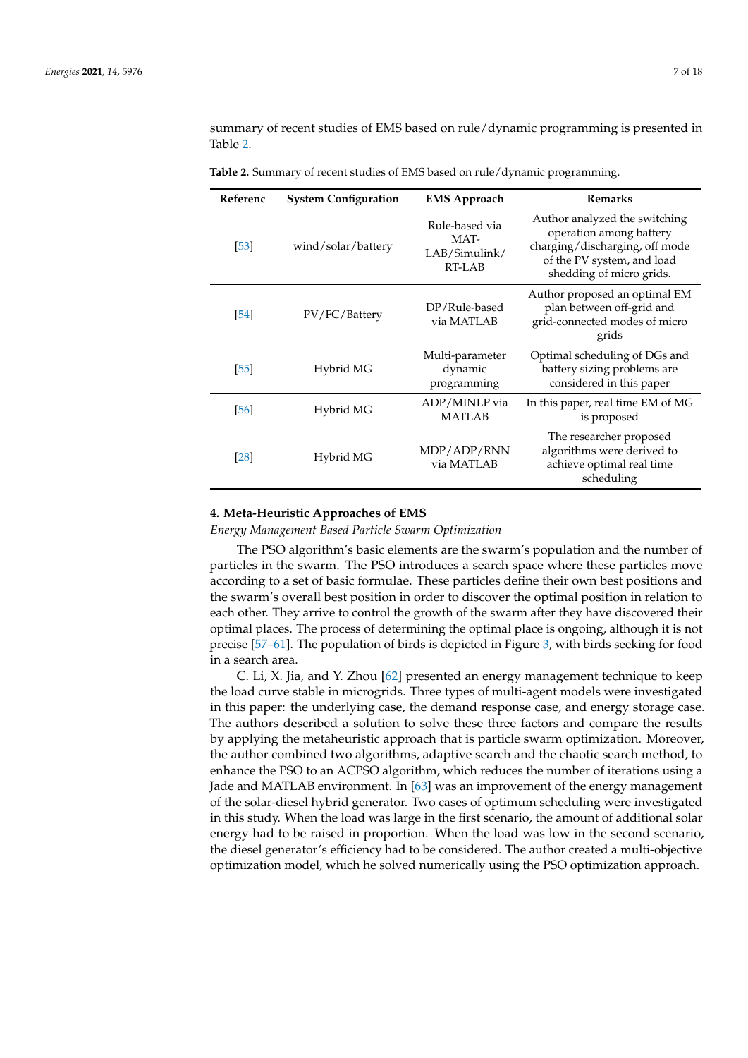summary of recent studies of EMS based on rule/dynamic programming is presented in Table 2.

**Table 2.** Summary of recent studies of EMS based on rule/dynamic programming.

| Referenc | System Configuration | EMS Approach | Remarks |
|---|---|---|---|
| [53] | wind/solar/battery | Rule-based via MATLAB/Simulink/RT-LAB | Author analyzed the switching operation among battery charging/discharging, off mode of the PV system, and load shedding of micro grids. |
| [54] | PV/FC/Battery | DP/Rule-based via MATLAB | Author proposed an optimal EM plan between off-grid and grid-connected modes of micro grids |
| [55] | Hybrid MG | Multi-parameter dynamic programming | Optimal scheduling of DGs and battery sizing problems are considered in this paper |
| [56] | Hybrid MG | ADP/MINLP via MATLAB | In this paper, real time EM of MG is proposed |
| [28] | Hybrid MG | MDP/ADP/RNN via MATLAB | The researcher proposed algorithms were derived to achieve optimal real time scheduling |

## 4. Meta-Heuristic Approaches of EMS

*Energy Management Based Particle Swarm Optimization*

The PSO algorithm's basic elements are the swarm's population and the number of particles in the swarm. The PSO introduces a search space where these particles move according to a set of basic formulae. These particles define their own best positions and the swarm's overall best position in order to discover the optimal position in relation to each other. They arrive to control the growth of the swarm after they have discovered their optimal places. The process of determining the optimal place is ongoing, although it is not precise [57–61]. The population of birds is depicted in Figure 3, with birds seeking for food in a search area.

C. Li, X. Jia, and Y. Zhou [62] presented an energy management technique to keep the load curve stable in microgrids. Three types of multi-agent models were investigated in this paper: the underlying case, the demand response case, and energy storage case. The authors described a solution to solve these three factors and compare the results by applying the metaheuristic approach that is particle swarm optimization. Moreover, the author combined two algorithms, adaptive search and the chaotic search method, to enhance the PSO to an ACPSO algorithm, which reduces the number of iterations using a Jade and MATLAB environment. In [63] was an improvement of the energy management of the solar-diesel hybrid generator. Two cases of optimum scheduling were investigated in this study. When the load was large in the first scenario, the amount of additional solar energy had to be raised in proportion. When the load was low in the second scenario, the diesel generator's efficiency had to be considered. The author created a multi-objective optimization model, which he solved numerically using the PSO optimization approach.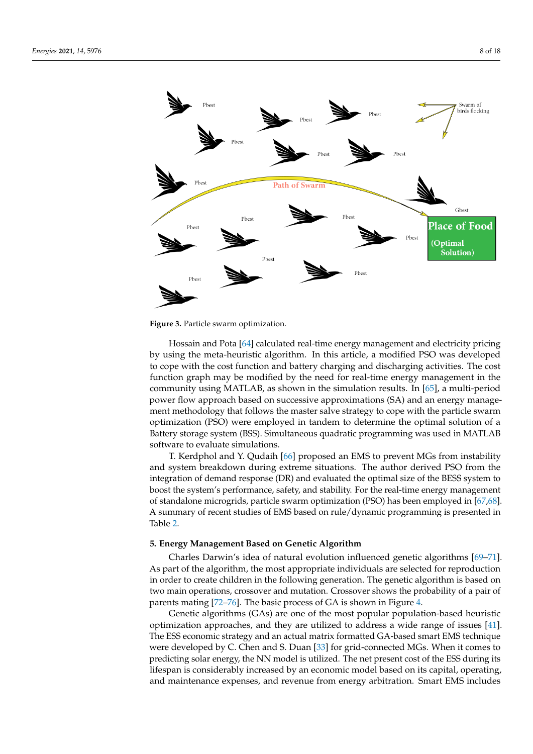**Figure 3.** Particle swarm optimization.

Hossain and Pota [64] calculated real-time energy management and electricity pricing by using the meta-heuristic algorithm. In this article, a modified PSO was developed to cope with the cost function and battery charging and discharging activities. The cost function graph may be modified by the need for real-time energy management in the community using MATLAB, as shown in the simulation results. In [65], a multi-period power flow approach based on successive approximations (SA) and an energy management methodology that follows the master salve strategy to cope with the particle swarm optimization (PSO) were employed in tandem to determine the optimal solution of a Battery storage system (BSS). Simultaneous quadratic programming was used in MATLAB software to evaluate simulations.

T. Kerdphol and Y. Qudaih [66] proposed an EMS to prevent MGs from instability and system breakdown during extreme situations. The author derived PSO from the integration of demand response (DR) and evaluated the optimal size of the BESS system to boost the system's performance, safety, and stability. For the real-time energy management of standalone microgrids, particle swarm optimization (PSO) has been employed in [67,68]. A summary of recent studies of EMS based on rule/dynamic programming is presented in Table 2.

## 5. Energy Management Based on Genetic Algorithm

Charles Darwin's idea of natural evolution influenced genetic algorithms [69–71]. As part of the algorithm, the most appropriate individuals are selected for reproduction in order to create children in the following generation. The genetic algorithm is based on two main operations, crossover and mutation. Crossover shows the probability of a pair of parents mating [72–76]. The basic process of GA is shown in Figure 4.

Genetic algorithms (GAs) are one of the most popular population-based heuristic optimization approaches, and they are utilized to address a wide range of issues [41]. The ESS economic strategy and an actual matrix formatted GA-based smart EMS technique were developed by C. Chen and S. Duan [33] for grid-connected MGs. When it comes to predicting solar energy, the NN model is utilized. The net present cost of the ESS during its lifespan is considerably increased by an economic model based on its capital, operating, and maintenance expenses, and revenue from energy arbitration. Smart EMS includes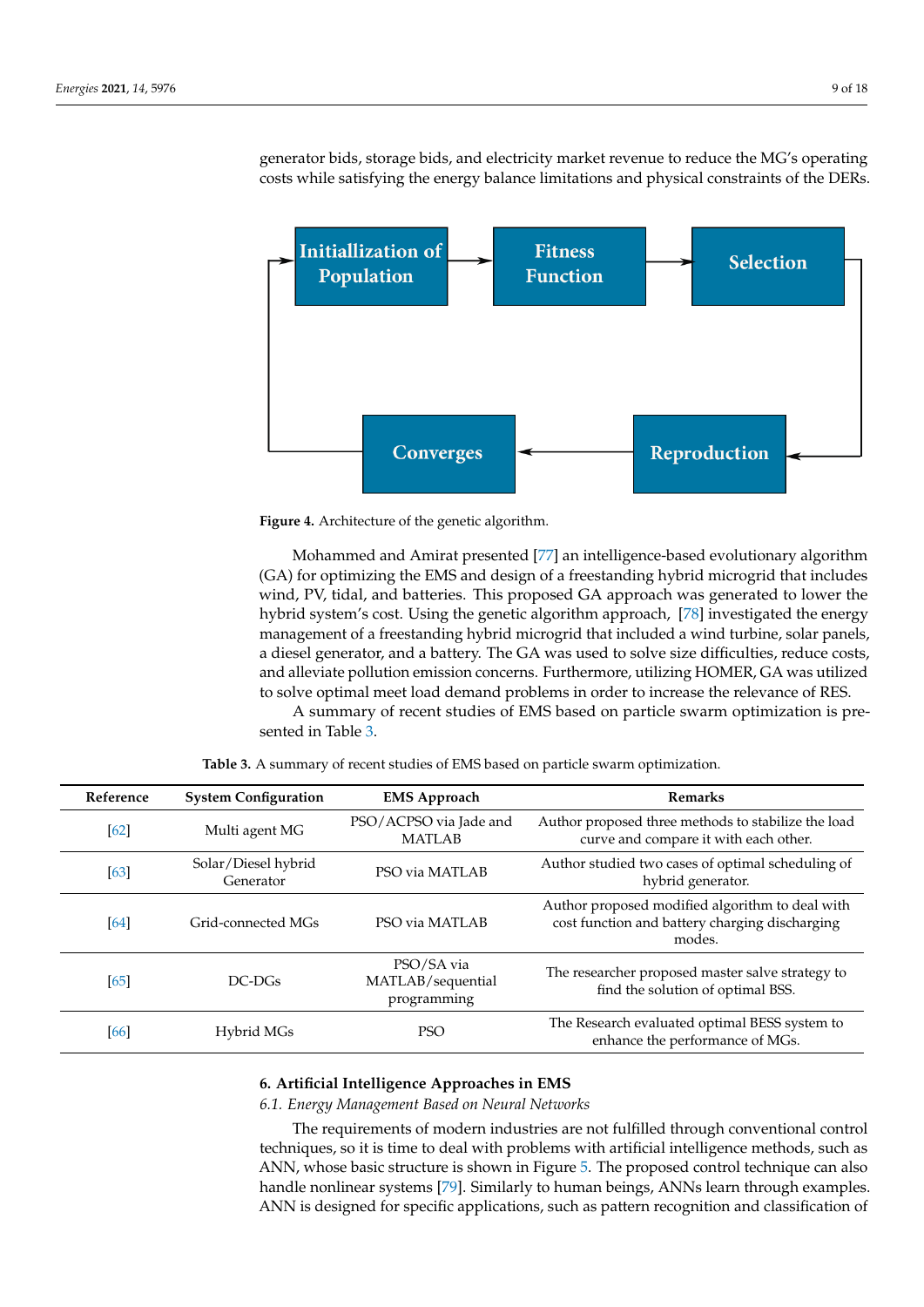generator bids, storage bids, and electricity market revenue to reduce the MG's operating costs while satisfying the energy balance limitations and physical constraints of the DERs.

**Figure 4.** Architecture of the genetic algorithm.

Mohammed and Amirat presented [77] an intelligence-based evolutionary algorithm (GA) for optimizing the EMS and design of a freestanding hybrid microgrid that includes wind, PV, tidal, and batteries. This proposed GA approach was generated to lower the hybrid system's cost. Using the genetic algorithm approach, [78] investigated the energy management of a freestanding hybrid microgrid that included a wind turbine, solar panels, a diesel generator, and a battery. The GA was used to solve size difficulties, reduce costs, and alleviate pollution emission concerns. Furthermore, utilizing HOMER, GA was utilized to solve optimal meet load demand problems in order to increase the relevance of RES.

A summary of recent studies of EMS based on particle swarm optimization is presented in Table 3.

**Table 3.** A summary of recent studies of EMS based on particle swarm optimization.

| Reference | System Configuration | EMS Approach | Remarks |
|---|---|---|---|
| [62] | Multi agent MG | PSO/ACPSO via Jade and MATLAB | Author proposed three methods to stabilize the load curve and compare it with each other. |
| [63] | Solar/Diesel hybrid Generator | PSO via MATLAB | Author studied two cases of optimal scheduling of hybrid generator. |
| [64] | Grid-connected MGs | PSO via MATLAB | Author proposed modified algorithm to deal with cost function and battery charging discharging modes. |
| [65] | DC-DGs | PSO/SA via MATLAB/sequential programming | The researcher proposed master salve strategy to find the solution of optimal BSS. |
| [66] | Hybrid MGs | PSO | The Research evaluated optimal BESS system to enhance the performance of MGs. |

## 6. Artificial Intelligence Approaches in EMS

### *6.1. Energy Management Based on Neural Networks*

The requirements of modern industries are not fulfilled through conventional control techniques, so it is time to deal with problems with artificial intelligence methods, such as ANN, whose basic structure is shown in Figure 5. The proposed control technique can also handle nonlinear systems [79]. Similarly to human beings, ANNs learn through examples. ANN is designed for specific applications, such as pattern recognition and classification of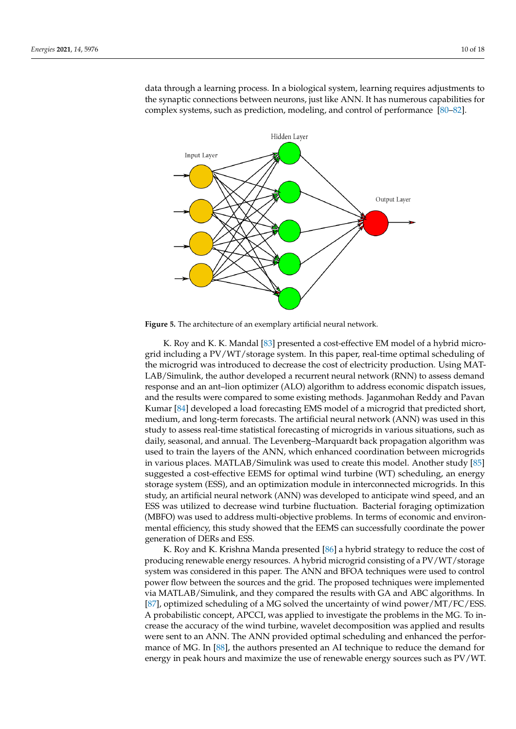data through a learning process. In a biological system, learning requires adjustments to the synaptic connections between neurons, just like ANN. It has numerous capabilities for complex systems, such as prediction, modeling, and control of performance [80–82].

**Figure 5.** The architecture of an exemplary artificial neural network.

K. Roy and K. K. Mandal [83] presented a cost-effective EM model of a hybrid microgrid including a PV/WT/storage system. In this paper, real-time optimal scheduling of the microgrid was introduced to decrease the cost of electricity production. Using MATLAB/Simulink, the author developed a recurrent neural network (RNN) to assess demand response and an ant–lion optimizer (ALO) algorithm to address economic dispatch issues, and the results were compared to some existing methods. Jaganmohan Reddy and Pavan Kumar [84] developed a load forecasting EMS model of a microgrid that predicted short, medium, and long-term forecasts. The artificial neural network (ANN) was used in this study to assess real-time statistical forecasting of microgrids in various situations, such as daily, seasonal, and annual. The Levenberg–Marquardt back propagation algorithm was used to train the layers of the ANN, which enhanced coordination between microgrids in various places. MATLAB/Simulink was used to create this model. Another study [85] suggested a cost-effective EEMS for optimal wind turbine (WT) scheduling, an energy storage system (ESS), and an optimization module in interconnected microgrids. In this study, an artificial neural network (ANN) was developed to anticipate wind speed, and an ESS was utilized to decrease wind turbine fluctuation. Bacterial foraging optimization (MBFO) was used to address multi-objective problems. In terms of economic and environmental efficiency, this study showed that the EEMS can successfully coordinate the power generation of DERs and ESS.

K. Roy and K. Krishna Manda presented [86] a hybrid strategy to reduce the cost of producing renewable energy resources. A hybrid microgrid consisting of a PV/WT/storage system was considered in this paper. The ANN and BFOA techniques were used to control power flow between the sources and the grid. The proposed techniques were implemented via MATLAB/Simulink, and they compared the results with GA and ABC algorithms. In [87], optimized scheduling of a MG solved the uncertainty of wind power/MT/FC/ESS. A probabilistic concept, APCCI, was applied to investigate the problems in the MG. To increase the accuracy of the wind turbine, wavelet decomposition was applied and results were sent to an ANN. The ANN provided optimal scheduling and enhanced the performance of MG. In [88], the authors presented an AI technique to reduce the demand for energy in peak hours and maximize the use of renewable energy sources such as PV/WT.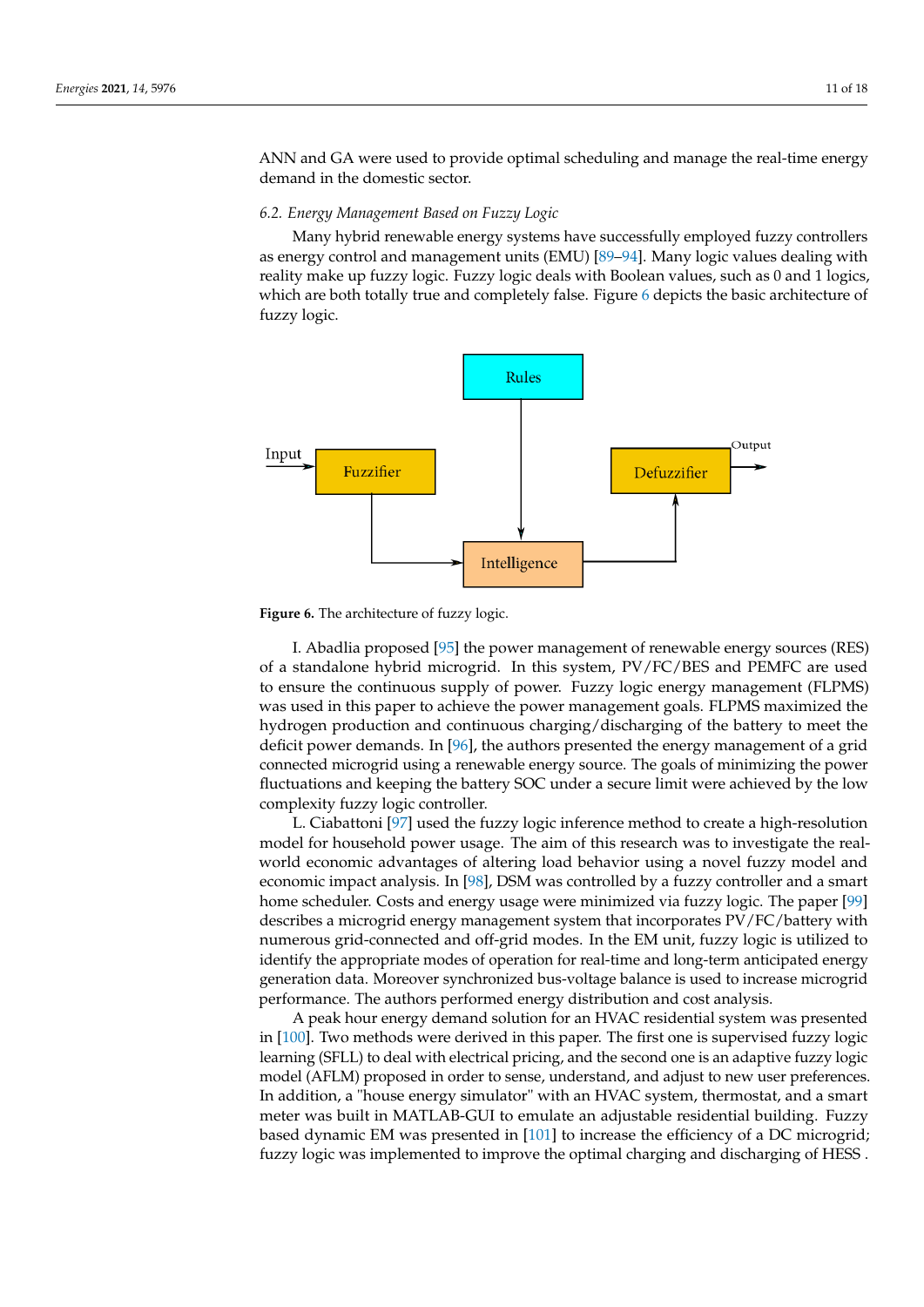ANN and GA were used to provide optimal scheduling and manage the real-time energy demand in the domestic sector.

### 6.2. Energy Management Based on Fuzzy Logic

Many hybrid renewable energy systems have successfully employed fuzzy controllers as energy control and management units (EMU) [89–94]. Many logic values dealing with reality make up fuzzy logic. Fuzzy logic deals with Boolean values, such as 0 and 1 logics, which are both totally true and completely false. Figure 6 depicts the basic architecture of fuzzy logic.

**Figure 6.** The architecture of fuzzy logic.

I. Abadlia proposed [95] the power management of renewable energy sources (RES) of a standalone hybrid microgrid. In this system, PV/FC/BES and PEMFC are used to ensure the continuous supply of power. Fuzzy logic energy management (FLPMS) was used in this paper to achieve the power management goals. FLPMS maximized the hydrogen production and continuous charging/discharging of the battery to meet the deficit power demands. In [96], the authors presented the energy management of a grid connected microgrid using a renewable energy source. The goals of minimizing the power fluctuations and keeping the battery SOC under a secure limit were achieved by the low complexity fuzzy logic controller.

L. Ciabattoni [97] used the fuzzy logic inference method to create a high-resolution model for household power usage. The aim of this research was to investigate the real-world economic advantages of altering load behavior using a novel fuzzy model and economic impact analysis. In [98], DSM was controlled by a fuzzy controller and a smart home scheduler. Costs and energy usage were minimized via fuzzy logic. The paper [99] describes a microgrid energy management system that incorporates PV/FC/battery with numerous grid-connected and off-grid modes. In the EM unit, fuzzy logic is utilized to identify the appropriate modes of operation for real-time and long-term anticipated energy generation data. Moreover synchronized bus-voltage balance is used to increase microgrid performance. The authors performed energy distribution and cost analysis.

A peak hour energy demand solution for an HVAC residential system was presented in [100]. Two methods were derived in this paper. The first one is supervised fuzzy logic learning (SFLL) to deal with electrical pricing, and the second one is an adaptive fuzzy logic model (AFLM) proposed in order to sense, understand, and adjust to new user preferences. In addition, a "house energy simulator" with an HVAC system, thermostat, and a smart meter was built in MATLAB-GUI to emulate an adjustable residential building. Fuzzy based dynamic EM was presented in [101] to increase the efficiency of a DC microgrid; fuzzy logic was implemented to improve the optimal charging and discharging of HESS .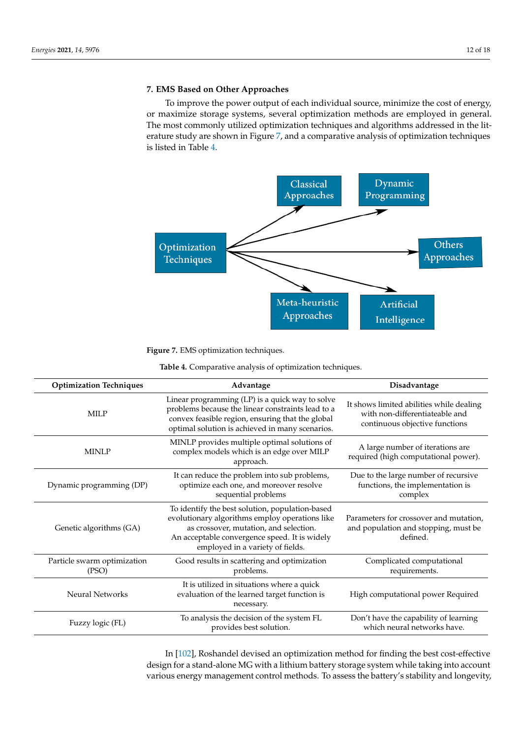## 7. EMS Based on Other Approaches

To improve the power output of each individual source, minimize the cost of energy, or maximize storage systems, several optimization methods are employed in general. The most commonly utilized optimization techniques and algorithms addressed in the literature study are shown in Figure 7, and a comparative analysis of optimization techniques is listed in Table 4.

Figure 7. EMS optimization techniques.

Table 4. Comparative analysis of optimization techniques.

| Optimization Techniques | Advantage | Disadvantage |
| --- | --- | --- |
| MILP | Linear programming (LP) is a quick way to solve problems because the linear constraints lead to a convex feasible region, ensuring that the global optimal solution is achieved in many scenarios. | It shows limited abilities while dealing with non-differentiateable and continuous objective functions |
| MINLP | MINLP provides multiple optimal solutions of complex models which is an edge over MILP approach. | A large number of iterations are required (high computational power). |
| Dynamic programming (DP) | It can reduce the problem into sub problems, optimize each one, and moreover resolve sequential problems | Due to the large number of recursive functions, the implementation is complex |
| Genetic algorithms (GA) | To identify the best solution, population-based evolutionary algorithms employ operations like as crossover, mutation, and selection. An acceptable convergence speed. It is widely employed in a variety of fields. | Parameters for crossover and mutation, and population and stopping, must be defined. |
| Particle swarm optimization (PSO) | Good results in scattering and optimization problems. | Complicated computational requirements. |
| Neural Networks | It is utilized in situations where a quick evaluation of the learned target function is necessary. | High computational power Required |
| Fuzzy logic (FL) | To analysis the decision of the system FL provides best solution. | Don't have the capability of learning which neural networks have. |

In [102], Roshandel devised an optimization method for finding the best cost-effective design for a stand-alone MG with a lithium battery storage system while taking into account various energy management control methods. To assess the battery's stability and longevity,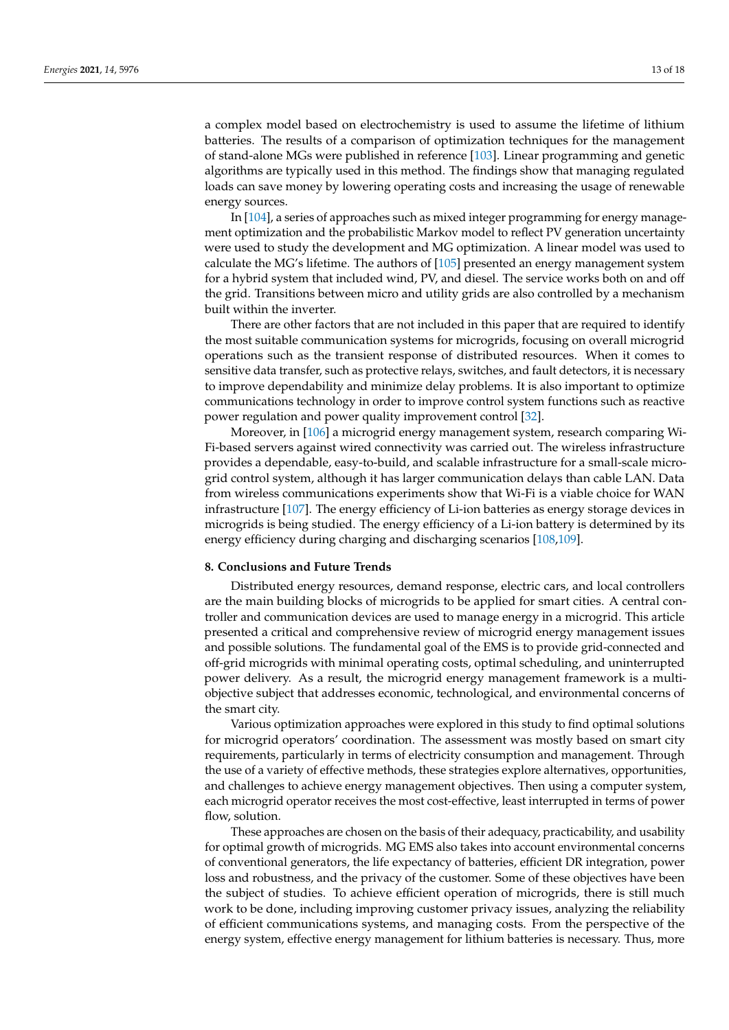a complex model based on electrochemistry is used to assume the lifetime of lithium batteries. The results of a comparison of optimization techniques for the management of stand-alone MGs were published in reference [103]. Linear programming and genetic algorithms are typically used in this method. The findings show that managing regulated loads can save money by lowering operating costs and increasing the usage of renewable energy sources.

In [104], a series of approaches such as mixed integer programming for energy management optimization and the probabilistic Markov model to reflect PV generation uncertainty were used to study the development and MG optimization. A linear model was used to calculate the MG's lifetime. The authors of [105] presented an energy management system for a hybrid system that included wind, PV, and diesel. The service works both on and off the grid. Transitions between micro and utility grids are also controlled by a mechanism built within the inverter.

There are other factors that are not included in this paper that are required to identify the most suitable communication systems for microgrids, focusing on overall microgrid operations such as the transient response of distributed resources. When it comes to sensitive data transfer, such as protective relays, switches, and fault detectors, it is necessary to improve dependability and minimize delay problems. It is also important to optimize communications technology in order to improve control system functions such as reactive power regulation and power quality improvement control [32].

Moreover, in [106] a microgrid energy management system, research comparing Wi-Fi-based servers against wired connectivity was carried out. The wireless infrastructure provides a dependable, easy-to-build, and scalable infrastructure for a small-scale microgrid control system, although it has larger communication delays than cable LAN. Data from wireless communications experiments show that Wi-Fi is a viable choice for WAN infrastructure [107]. The energy efficiency of Li-ion batteries as energy storage devices in microgrids is being studied. The energy efficiency of a Li-ion battery is determined by its energy efficiency during charging and discharging scenarios [108,109].

## 8. Conclusions and Future Trends

Distributed energy resources, demand response, electric cars, and local controllers are the main building blocks of microgrids to be applied for smart cities. A central controller and communication devices are used to manage energy in a microgrid. This article presented a critical and comprehensive review of microgrid energy management issues and possible solutions. The fundamental goal of the EMS is to provide grid-connected and off-grid microgrids with minimal operating costs, optimal scheduling, and uninterrupted power delivery. As a result, the microgrid energy management framework is a multi-objective subject that addresses economic, technological, and environmental concerns of the smart city.

Various optimization approaches were explored in this study to find optimal solutions for microgrid operators' coordination. The assessment was mostly based on smart city requirements, particularly in terms of electricity consumption and management. Through the use of a variety of effective methods, these strategies explore alternatives, opportunities, and challenges to achieve energy management objectives. Then using a computer system, each microgrid operator receives the most cost-effective, least interrupted in terms of power flow, solution.

These approaches are chosen on the basis of their adequacy, practicability, and usability for optimal growth of microgrids. MG EMS also takes into account environmental concerns of conventional generators, the life expectancy of batteries, efficient DR integration, power loss and robustness, and the privacy of the customer. Some of these objectives have been the subject of studies. To achieve efficient operation of microgrids, there is still much work to be done, including improving customer privacy issues, analyzing the reliability of efficient communications systems, and managing costs. From the perspective of the energy system, effective energy management for lithium batteries is necessary. Thus, more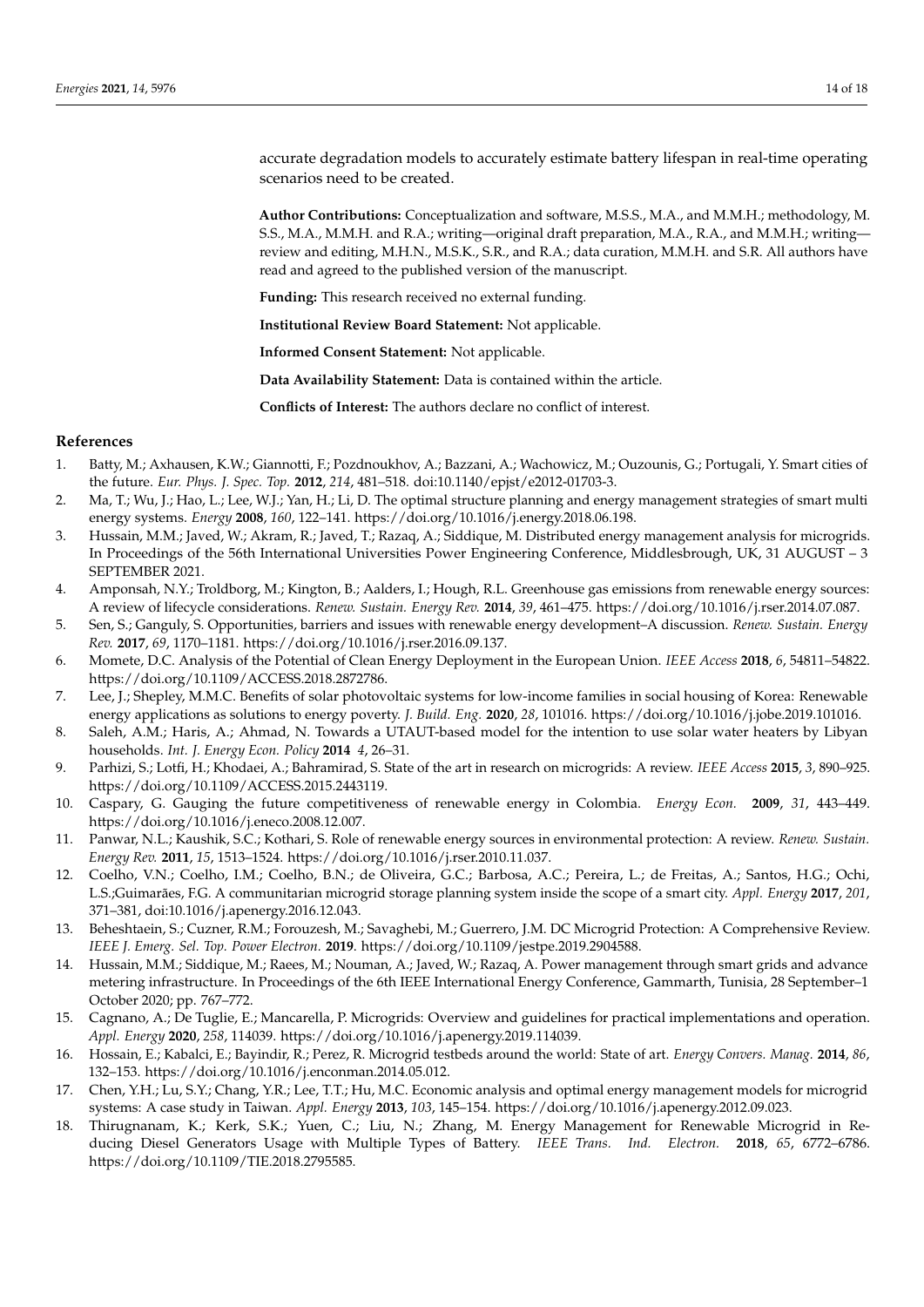accurate degradation models to accurately estimate battery lifespan in real-time operating scenarios need to be created.

**Author Contributions:** Conceptualization and software, M.S.S., M.A., and M.M.H.; methodology, M. S.S., M.A., M.M.H. and R.A.; writing—original draft preparation, M.A., R.A., and M.M.H.; writing—review and editing, M.H.N., M.S.K., S.R., and R.A.; data curation, M.M.H. and S.R. All authors have read and agreed to the published version of the manuscript.

**Funding:** This research received no external funding.

**Institutional Review Board Statement:** Not applicable.

**Informed Consent Statement:** Not applicable.

**Data Availability Statement:** Data is contained within the article.

**Conflicts of Interest:** The authors declare no conflict of interest.

## References

1. Batty, M.; Axhausen, K.W.; Giannotti, F.; Pozdnoukhov, A.; Bazzani, A.; Wachowicz, M.; Ouzounis, G.; Portugali, Y. Smart cities of the future. *Eur. Phys. J. Spec. Top.* **2012**, *214*, 481–518. doi:10.1140/epjst/e2012-01703-3.
2. Ma, T.; Wu, J.; Hao, L.; Lee, W.J.; Yan, H.; Li, D. The optimal structure planning and energy management strategies of smart multi energy systems. *Energy* **2008**, *160*, 122–141. https://doi.org/10.1016/j.energy.2018.06.198.
3. Hussain, M.M.; Javed, W.; Akram, R.; Javed, T.; Razaq, A.; Siddique, M. Distributed energy management analysis for microgrids. In Proceedings of the 56th International Universities Power Engineering Conference, Middlesbrough, UK, 31 AUGUST – 3 SEPTEMBER 2021.
4. Amponsah, N.Y.; Troldborg, M.; Kington, B.; Aalders, I.; Hough, R.L. Greenhouse gas emissions from renewable energy sources: A review of lifecycle considerations. *Renew. Sustain. Energy Rev.* **2014**, *39*, 461–475. https://doi.org/10.1016/j.rser.2014.07.087.
5. Sen, S.; Ganguly, S. Opportunities, barriers and issues with renewable energy development–A discussion. *Renew. Sustain. Energy Rev.* **2017**, *69*, 1170–1181. https://doi.org/10.1016/j.rser.2016.09.137.
6. Momete, D.C. Analysis of the Potential of Clean Energy Deployment in the European Union. *IEEE Access* **2018**, *6*, 54811–54822. https://doi.org/10.1109/ACCESS.2018.2872786.
7. Lee, J.; Shepley, M.M.C. Benefits of solar photovoltaic systems for low-income families in social housing of Korea: Renewable energy applications as solutions to energy poverty. *J. Build. Eng.* **2020**, *28*, 101016. https://doi.org/10.1016/j.jobe.2019.101016.
8. Saleh, A.M.; Haris, A.; Ahmad, N. Towards a UTAUT-based model for the intention to use solar water heaters by Libyan households. *Int. J. Energy Econ. Policy* **2014** *4*, 26–31.
9. Parhizi, S.; Lotfi, H.; Khodaei, A.; Bahramirad, S. State of the art in research on microgrids: A review. *IEEE Access* **2015**, *3*, 890–925. https://doi.org/10.1109/ACCESS.2015.2443119.
10. Caspary, G. Gauging the future competitiveness of renewable energy in Colombia. *Energy Econ.* **2009**, *31*, 443–449. https://doi.org/10.1016/j.eneco.2008.12.007.
11. Panwar, N.L.; Kaushik, S.C.; Kothari, S. Role of renewable energy sources in environmental protection: A review. *Renew. Sustain. Energy Rev.* **2011**, *15*, 1513–1524. https://doi.org/10.1016/j.rser.2010.11.037.
12. Coelho, V.N.; Coelho, I.M.; Coelho, B.N.; de Oliveira, G.C.; Barbosa, A.C.; Pereira, L.; de Freitas, A.; Santos, H.G.; Ochi, L.S.;Guimarães, F.G. A communitarian microgrid storage planning system inside the scope of a smart city. *Appl. Energy* **2017**, *201*, 371–381, doi:10.1016/j.apenergy.2016.12.043.
13. Beheshtaein, S.; Cuzner, R.M.; Forouzesh, M.; Savaghebi, M.; Guerrero, J.M. DC Microgrid Protection: A Comprehensive Review. *IEEE J. Emerg. Sel. Top. Power Electron.* **2019**. https://doi.org/10.1109/jestpe.2019.2904588.
14. Hussain, M.M.; Siddique, M.; Raees, M.; Nouman, A.; Javed, W.; Razaq, A. Power management through smart grids and advance metering infrastructure. In Proceedings of the 6th IEEE International Energy Conference, Gammarth, Tunisia, 28 September–1 October 2020; pp. 767–772.
15. Cagnano, A.; De Tuglie, E.; Mancarella, P. Microgrids: Overview and guidelines for practical implementations and operation. *Appl. Energy* **2020**, *258*, 114039. https://doi.org/10.1016/j.apenergy.2019.114039.
16. Hossain, E.; Kabalci, E.; Bayindir, R.; Perez, R. Microgrid testbeds around the world: State of art. *Energy Convers. Manag.* **2014**, *86*, 132–153. https://doi.org/10.1016/j.enconman.2014.05.012.
17. Chen, Y.H.; Lu, S.Y.; Chang, Y.R.; Lee, T.T.; Hu, M.C. Economic analysis and optimal energy management models for microgrid systems: A case study in Taiwan. *Appl. Energy* **2013**, *103*, 145–154. https://doi.org/10.1016/j.apenergy.2012.09.023.
18. Thirugnanam, K.; Kerk, S.K.; Yuen, C.; Liu, N.; Zhang, M. Energy Management for Renewable Microgrid in Reducing Diesel Generators Usage with Multiple Types of Battery. *IEEE Trans. Ind. Electron.* **2018**, *65*, 6772–6786. https://doi.org/10.1109/TIE.2018.2795585.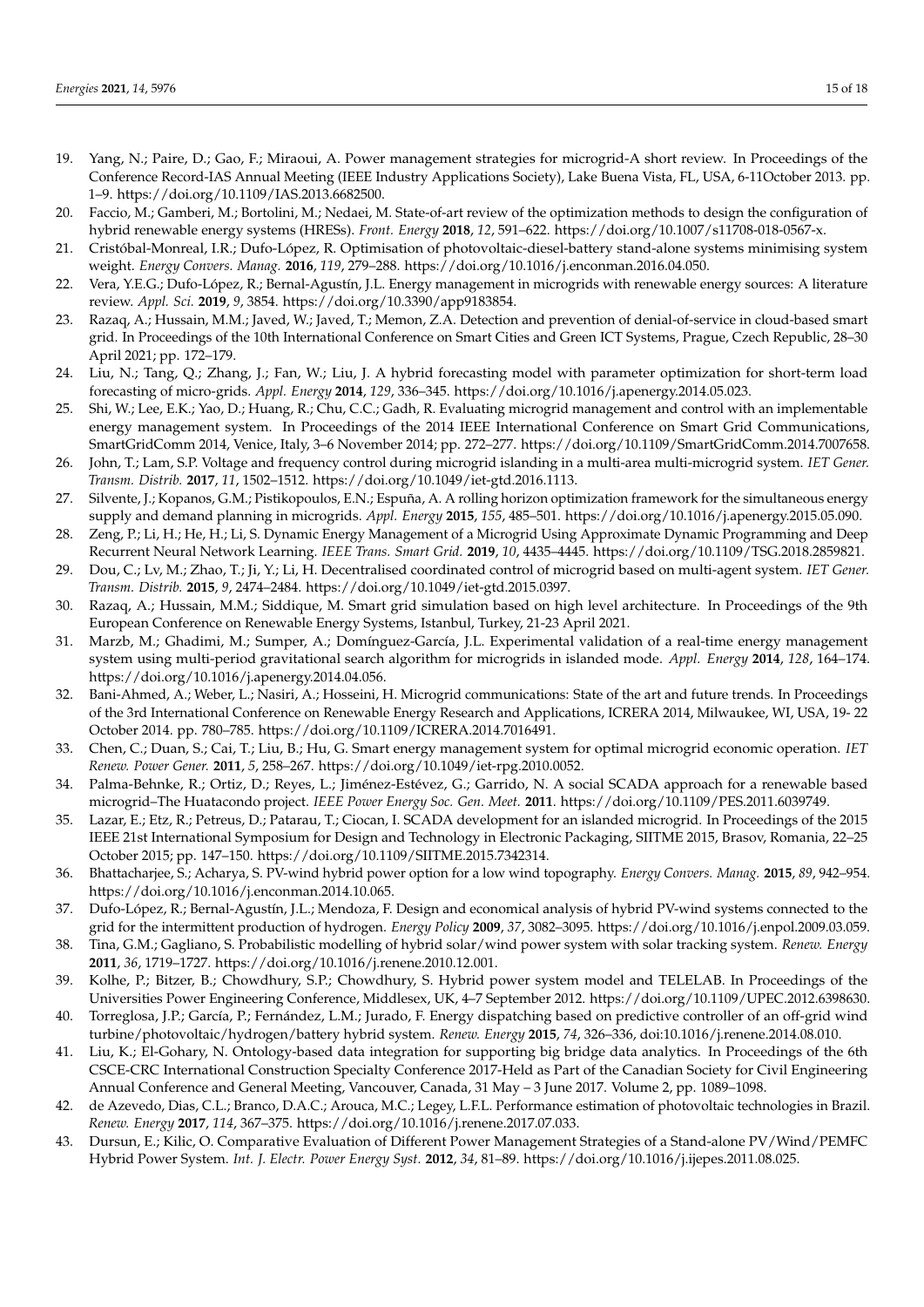19. Yang, N.; Paire, D.; Gao, F.; Miraoui, A. Power management strategies for microgrid-A short review. In Proceedings of the Conference Record-IAS Annual Meeting (IEEE Industry Applications Society), Lake Buena Vista, FL, USA, 6-11October 2013. pp. 1–9. https://doi.org/10.1109/IAS.2013.6682500.
20. Faccio, M.; Gamberi, M.; Bortolini, M.; Nedaei, M. State-of-art review of the optimization methods to design the configuration of hybrid renewable energy systems (HRESs). *Front. Energy* **2018**, *12*, 591–622. https://doi.org/10.1007/s11708-018-0567-x.
21. Cristóbal-Monreal, I.R.; Dufo-López, R. Optimisation of photovoltaic-diesel-battery stand-alone systems minimising system weight. *Energy Convers. Manag.* **2016**, *119*, 279–288. https://doi.org/10.1016/j.enconman.2016.04.050.
22. Vera, Y.E.G.; Dufo-López, R.; Bernal-Agustín, J.L. Energy management in microgrids with renewable energy sources: A literature review. *Appl. Sci.* **2019**, *9*, 3854. https://doi.org/10.3390/app9183854.
23. Razaq, A.; Hussain, M.M.; Javed, W.; Javed, T.; Memon, Z.A. Detection and prevention of denial-of-service in cloud-based smart grid. In Proceedings of the 10th International Conference on Smart Cities and Green ICT Systems, Prague, Czech Republic, 28–30 April 2021; pp. 172–179.
24. Liu, N.; Tang, Q.; Zhang, J.; Fan, W.; Liu, J. A hybrid forecasting model with parameter optimization for short-term load forecasting of micro-grids. *Appl. Energy* **2014**, *129*, 336–345. https://doi.org/10.1016/j.apenergy.2014.05.023.
25. Shi, W.; Lee, E.K.; Yao, D.; Huang, R.; Chu, C.C.; Gadh, R. Evaluating microgrid management and control with an implementable energy management system. In Proceedings of the 2014 IEEE International Conference on Smart Grid Communications, SmartGridComm 2014, Venice, Italy, 3–6 November 2014; pp. 272–277. https://doi.org/10.1109/SmartGridComm.2014.7007658.
26. John, T.; Lam, S.P. Voltage and frequency control during microgrid islanding in a multi-area multi-microgrid system. *IET Gener. Transm. Distrib.* **2017**, *11*, 1502–1512. https://doi.org/10.1049/iet-gtd.2016.1113.
27. Silvente, J.; Kopanos, G.M.; Pistikopoulos, E.N.; Espuña, A. A rolling horizon optimization framework for the simultaneous energy supply and demand planning in microgrids. *Appl. Energy* **2015**, *155*, 485–501. https://doi.org/10.1016/j.apenergy.2015.05.090.
28. Zeng, P.; Li, H.; He, H.; Li, S. Dynamic Energy Management of a Microgrid Using Approximate Dynamic Programming and Deep Recurrent Neural Network Learning. *IEEE Trans. Smart Grid.* **2019**, *10*, 4435–4445. https://doi.org/10.1109/TSG.2018.2859821.
29. Dou, C.; Lv, M.; Zhao, T.; Ji, Y.; Li, H. Decentralised coordinated control of microgrid based on multi-agent system. *IET Gener. Transm. Distrib.* **2015**, *9*, 2474–2484. https://doi.org/10.1049/iet-gtd.2015.0397.
30. Razaq, A.; Hussain, M.M.; Siddique, M. Smart grid simulation based on high level architecture. In Proceedings of the 9th European Conference on Renewable Energy Systems, Istanbul, Turkey, 21-23 April 2021.
31. Marzb, M.; Ghadimi, M.; Sumper, A.; Domínguez-García, J.L. Experimental validation of a real-time energy management system using multi-period gravitational search algorithm for microgrids in islanded mode. *Appl. Energy* **2014**, *128*, 164–174. https://doi.org/10.1016/j.apenergy.2014.04.056.
32. Bani-Ahmed, A.; Weber, L.; Nasiri, A.; Hosseini, H. Microgrid communications: State of the art and future trends. In Proceedings of the 3rd International Conference on Renewable Energy Research and Applications, ICRERA 2014, Milwaukee, WI, USA, 19- 22 October 2014. pp. 780–785. https://doi.org/10.1109/ICRERA.2014.7016491.
33. Chen, C.; Duan, S.; Cai, T.; Liu, B.; Hu, G. Smart energy management system for optimal microgrid economic operation. *IET Renew. Power Gener.* **2011**, *5*, 258–267. https://doi.org/10.1049/iet-rpg.2010.0052.
34. Palma-Behnke, R.; Ortiz, D.; Reyes, L.; Jiménez-Estévez, G.; Garrido, N. A social SCADA approach for a renewable based microgrid–The Huatacondo project. *IEEE Power Energy Soc. Gen. Meet.* **2011**. https://doi.org/10.1109/PES.2011.6039749.
35. Lazar, E.; Etz, R.; Petreus, D.; Patarau, T.; Ciocan, I. SCADA development for an islanded microgrid. In Proceedings of the 2015 IEEE 21st International Symposium for Design and Technology in Electronic Packaging, SIITME 2015, Brasov, Romania, 22–25 October 2015; pp. 147–150. https://doi.org/10.1109/SIITME.2015.7342314.
36. Bhattacharjee, S.; Acharya, S. PV-wind hybrid power option for a low wind topography. *Energy Convers. Manag.* **2015**, *89*, 942–954. https://doi.org/10.1016/j.enconman.2014.10.065.
37. Dufo-López, R.; Bernal-Agustín, J.L.; Mendoza, F. Design and economical analysis of hybrid PV-wind systems connected to the grid for the intermittent production of hydrogen. *Energy Policy* **2009**, *37*, 3082–3095. https://doi.org/10.1016/j.enpol.2009.03.059.
38. Tina, G.M.; Gagliano, S. Probabilistic modelling of hybrid solar/wind power system with solar tracking system. *Renew. Energy* **2011**, *36*, 1719–1727. https://doi.org/10.1016/j.renene.2010.12.001.
39. Kolhe, P.; Bitzer, B.; Chowdhury, S.P.; Chowdhury, S. Hybrid power system model and TELELAB. In Proceedings of the Universities Power Engineering Conference, Middlesex, UK, 4–7 September 2012. https://doi.org/10.1109/UPEC.2012.6398630.
40. Torreglosa, J.P.; García, P.; Fernández, L.M.; Jurado, F. Energy dispatching based on predictive controller of an off-grid wind turbine/photovoltaic/hydrogen/battery hybrid system. *Renew. Energy* **2015**, *74*, 326–336, doi:10.1016/j.renene.2014.08.010.
41. Liu, K.; El-Gohary, N. Ontology-based data integration for supporting big bridge data analytics. In Proceedings of the 6th CSCE-CRC International Construction Specialty Conference 2017-Held as Part of the Canadian Society for Civil Engineering Annual Conference and General Meeting, Vancouver, Canada, 31 May – 3 June 2017. Volume 2, pp. 1089–1098.
42. de Azevedo, Dias, C.L.; Branco, D.A.C.; Arouca, M.C.; Legey, L.F.L. Performance estimation of photovoltaic technologies in Brazil. *Renew. Energy* **2017**, *114*, 367–375. https://doi.org/10.1016/j.renene.2017.07.033.
43. Dursun, E.; Kilic, O. Comparative Evaluation of Different Power Management Strategies of a Stand-alone PV/Wind/PEMFC Hybrid Power System. *Int. J. Electr. Power Energy Syst.* **2012**, *34*, 81–89. https://doi.org/10.1016/j.ijepes.2011.08.025.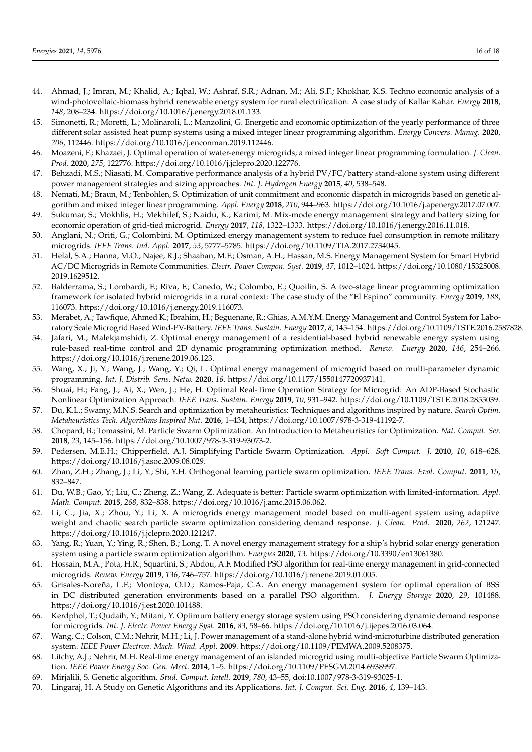44. Ahmad, J.; Imran, M.; Khalid, A.; Iqbal, W.; Ashraf, S.R.; Adnan, M.; Ali, S.F.; Khokhar, K.S. Techno economic analysis of a wind-photovoltaic-biomass hybrid renewable energy system for rural electrification: A case study of Kallar Kahar. *Energy* **2018**, *148*, 208–234. https://doi.org/10.1016/j.energy.2018.01.133.
45. Simonetti, R.; Moretti, L.; Molinaroli, L.; Manzolini, G. Energetic and economic optimization of the yearly performance of three different solar assisted heat pump systems using a mixed integer linear programming algorithm. *Energy Convers. Manag.* **2020**, *206*, 112446. https://doi.org/10.1016/j.enconman.2019.112446.
46. Moazeni, F.; Khazaei, J. Optimal operation of water-energy micrograds; a mixed integer linear programming formulation. *J. Clean. Prod.* **2020**, *275*, 122776. https://doi.org/10.1016/j.jclepro.2020.122776.
47. Behzadi, M.S.; Niasati, M. Comparative performance analysis of a hybrid PV/FC/battery stand-alone system using different power management strategies and sizing approaches. *Int. J. Hydrogen Energy* **2015**, *40*, 538–548.
48. Nemati, M.; Braun, M.; Tenbohlen, S. Optimization of unit commitment and economic dispatch in microgrids based on genetic algorithm and mixed integer linear programming. *Appl. Energy* **2018**, *210*, 944–963. https://doi.org/10.1016/j.apenergy.2017.07.007.
49. Sukumar, S.; Mokhlis, H.; Mekhilef, S.; Naidu, K.; Karimi, M. Mix-mode energy management strategy and battery sizing for economic operation of grid-tied microgrid. *Energy* **2017**, *118*, 1322–1333. https://doi.org/10.1016/j.energy.2016.11.018.
50. Anglani, N.; Oriti, G.; Colombini, M. Optimized energy management system to reduce fuel consumption in remote military microgrids. *IEEE Trans. Ind. Appl.* **2017**, *53*, 5777–5785. https://doi.org/10.1109/TIA.2017.2734045.
51. Helal, S.A.; Hanna, M.O.; Najee, R.J.; Shaaban, M.F.; Osman, A.H.; Hassan, M.S. Energy Management System for Smart Hybrid AC/DC Microgrids in Remote Communities. *Electr. Power Compon. Syst.* **2019**, *47*, 1012–1024. https://doi.org/10.1080/15325008.2019.1629512.
52. Balderrama, S.; Lombardi, F.; Riva, F.; Canedo, W.; Colombo, E.; Quoilin, S. A two-stage linear programming optimization framework for isolated hybrid microgrids in a rural context: The case study of the "El Espino" community. *Energy* **2019**, *188*, 116073. https://doi.org/10.1016/j.energy.2019.116073.
53. Merabet, A.; Tawfique, Ahmed K.; Ibrahim, H.; Beguenane, R.; Ghias, A.M.Y.M. Energy Management and Control System for Laboratory Scale Microgrid Based Wind-PV-Battery. *IEEE Trans. Sustain. Energy* **2017**, *8*, 145–154. https://doi.org/10.1109/TSTE.2016.2587828.
54. Jafari, M.; Malekjamshidi, Z. Optimal energy management of a residential-based hybrid renewable energy system using rule-based real-time control and 2D dynamic programming optimization method. *Renew. Energy* **2020**, *146*, 254–266. https://doi.org/10.1016/j.renene.2019.06.123.
55. Wang, X.; Ji, Y.; Wang, J.; Wang, Y.; Qi, L. Optimal energy management of microgrid based on multi-parameter dynamic programming. *Int. J. Distrib. Sens. Netw.* **2020**, *16*. https://doi.org/10.1177/1550147720937141.
56. Shuai, H.; Fang, J.; Ai, X.; Wen, J.; He, H. Optimal Real-Time Operation Strategy for Microgrid: An ADP-Based Stochastic Nonlinear Optimization Approach. *IEEE Trans. Sustain. Energy* **2019**, *10*, 931–942. https://doi.org/10.1109/TSTE.2018.2855039.
57. Du, K.L.; Swamy, M.N.S. Search and optimization by metaheuristics: Techniques and algorithms inspired by nature. *Search Optim. Metaheuristics Tech. Algorithms Inspired Nat.* **2016**, 1–434, https://doi.org/10.1007/978-3-319-41192-7.
58. Chopard, B.; Tomassini, M. Particle Swarm Optimization. An Introduction to Metaheuristics for Optimization. *Nat. Comput. Ser.* **2018**, *23*, 145–156. https://doi.org/10.1007/978-3-319-93073-2.
59. Pedersen, M.E.H.; Chipperfield, A.J. Simplifying Particle Swarm Optimization. *Appl. Soft Comput. J.* **2010**, *10*, 618–628. https://doi.org/10.1016/j.asoc.2009.08.029.
60. Zhan, Z.H.; Zhang, J.; Li, Y.; Shi, Y.H. Orthogonal learning particle swarm optimization. *IEEE Trans. Evol. Comput.* **2011**, *15*, 832–847.
61. Du, W.B.; Gao, Y.; Liu, C.; Zheng, Z.; Wang, Z. Adequate is better: Particle swarm optimization with limited-information. *Appl. Math. Comput.* **2015**, *268*, 832–838. https://doi.org/10.1016/j.amc.2015.06.062.
62. Li, C.; Jia, X.; Zhou, Y.; Li, X. A microgrids energy management model based on multi-agent system using adaptive weight and chaotic search particle swarm optimization considering demand response. *J. Clean. Prod.* **2020**, *262*, 121247. https://doi.org/10.1016/j.jclepro.2020.121247.
63. Yang, R.; Yuan, Y.; Ying, R.; Shen, B.; Long, T. A novel energy management strategy for a ship's hybrid solar energy generation system using a particle swarm optimization algorithm. *Energies* **2020**, *13*. https://doi.org/10.3390/en13061380.
64. Hossain, M.A.; Pota, H.R.; Squartini, S.; Abdou, A.F. Modified PSO algorithm for real-time energy management in grid-connected microgrids. *Renew. Energy* **2019**, *136*, 746–757. https://doi.org/10.1016/j.renene.2019.01.005.
65. Grisales-Noreña, L.F.; Montoya, O.D.; Ramos-Paja, C.A. An energy management system for optimal operation of BSS in DC distributed generation environments based on a parallel PSO algorithm. *J. Energy Storage* **2020**, *29*, 101488. https://doi.org/10.1016/j.est.2020.101488.
66. Kerdphol, T.; Qudaih, Y.; Mitani, Y. Optimum battery energy storage system using PSO considering dynamic demand response for microgrids. *Int. J. Electr. Power Energy Syst.* **2016**, *83*, 58–66. https://doi.org/10.1016/j.ijepes.2016.03.064.
67. Wang, C.; Colson, C.M.; Nehrir, M.H.; Li, J. Power management of a stand-alone hybrid wind-microturbine distributed generation system. *IEEE Power Electron. Mach. Wind. Appl.* **2009**. https://doi.org/10.1109/PEMWA.2009.5208375.
68. Litchy, A.J.; Nehrir, M.H. Real-time energy management of an islanded microgrid using multi-objective Particle Swarm Optimization. *IEEE Power Energy Soc. Gen. Meet.* **2014**, 1–5. https://doi.org/10.1109/PESGM.2014.6938997.
69. Mirjalili, S. Genetic algorithm. *Stud. Comput. Intell.* **2019**, *780*, 43–55, doi:10.1007/978-3-319-93025-1.
70. Lingaraj, H. A Study on Genetic Algorithms and its Applications. *Int. J. Comput. Sci. Eng.* **2016**, *4*, 139–143.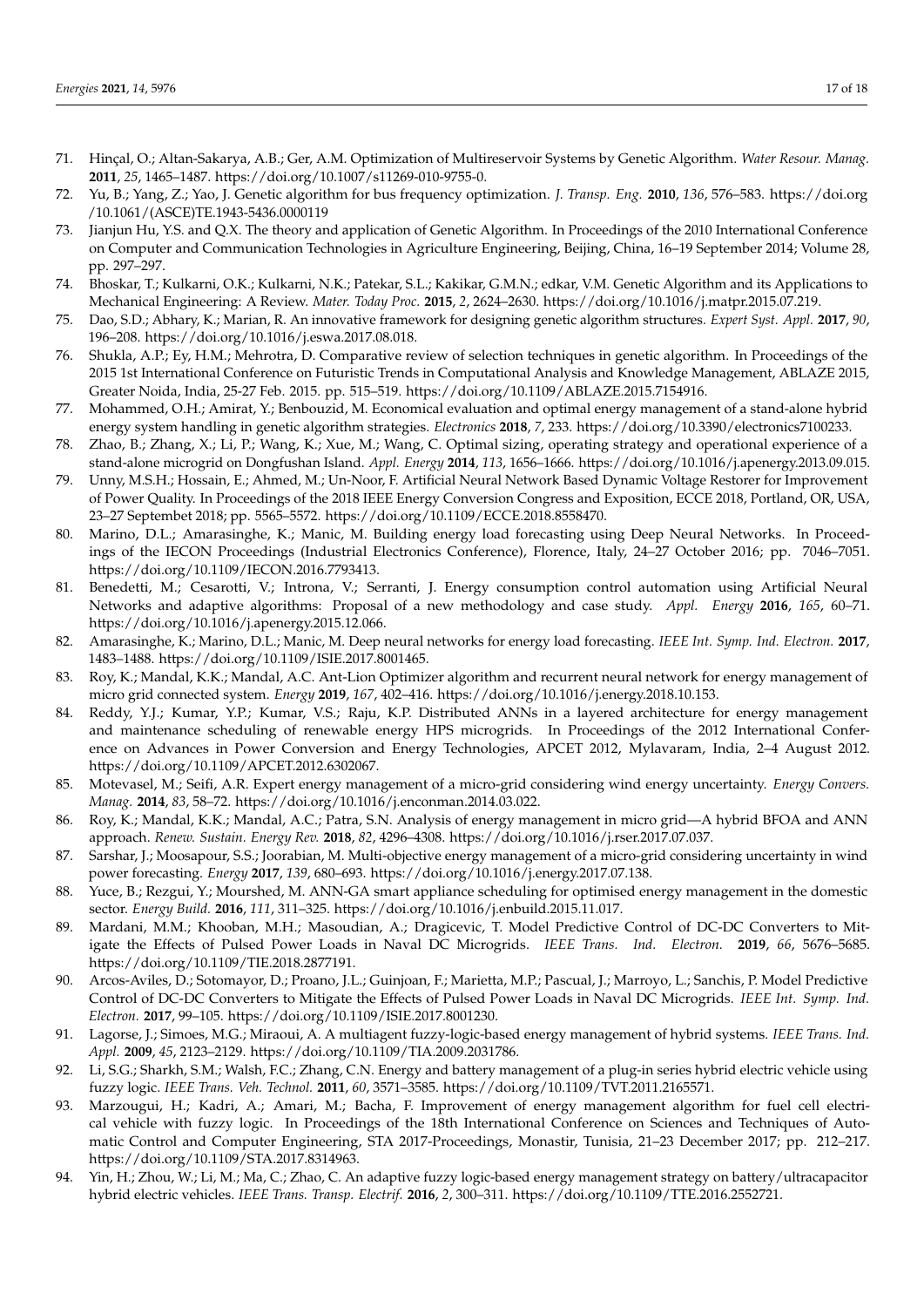71. Hinçal, O.; Altan-Sakarya, A.B.; Ger, A.M. Optimization of Multireservoir Systems by Genetic Algorithm. *Water Resour. Manag.* **2011**, *25*, 1465–1487. https://doi.org/10.1007/s11269-010-9755-0.
72. Yu, B.; Yang, Z.; Yao, J. Genetic algorithm for bus frequency optimization. *J. Transp. Eng.* **2010**, *136*, 576–583. https://doi.org/10.1061/(ASCE)TE.1943-5436.0000119
73. Jianjun Hu, Y.S. and Q.X. The theory and application of Genetic Algorithm. In Proceedings of the 2010 International Conference on Computer and Communication Technologies in Agriculture Engineering, Beijing, China, 16–19 September 2014; Volume 28, pp. 297–297.
74. Bhoskar, T.; Kulkarni, O.K.; Kulkarni, N.K.; Patekar, S.L.; Kakikar, G.M.N.; edkar, V.M. Genetic Algorithm and its Applications to Mechanical Engineering: A Review. *Mater. Today Proc.* **2015**, *2*, 2624–2630. https://doi.org/10.1016/j.matpr.2015.07.219.
75. Dao, S.D.; Abhary, K.; Marian, R. An innovative framework for designing genetic algorithm structures. *Expert Syst. Appl.* **2017**, *90*, 196–208. https://doi.org/10.1016/j.eswa.2017.08.018.
76. Shukla, A.P.; Ey, H.M.; Mehrotra, D. Comparative review of selection techniques in genetic algorithm. In Proceedings of the 2015 1st International Conference on Futuristic Trends in Computational Analysis and Knowledge Management, ABLAZE 2015, Greater Noida, India, 25-27 Feb. 2015. pp. 515–519. https://doi.org/10.1109/ABLAZE.2015.7154916.
77. Mohammed, O.H.; Amirat, Y.; Benbouzid, M. Economical evaluation and optimal energy management of a stand-alone hybrid energy system handling in genetic algorithm strategies. *Electronics* **2018**, *7*, 233. https://doi.org/10.3390/electronics7100233.
78. Zhao, B.; Zhang, X.; Li, P.; Wang, K.; Xue, M.; Wang, C. Optimal sizing, operating strategy and operational experience of a stand-alone microgrid on Dongfushan Island. *Appl. Energy* **2014**, *113*, 1656–1666. https://doi.org/10.1016/j.apenergy.2013.09.015.
79. Unny, M.S.H.; Hossain, E.; Ahmed, M.; Un-Noor, F. Artificial Neural Network Based Dynamic Voltage Restorer for Improvement of Power Quality. In Proceedings of the 2018 IEEE Energy Conversion Congress and Exposition, ECCE 2018, Portland, OR, USA, 23–27 Septembet 2018; pp. 5565–5572. https://doi.org/10.1109/ECCE.2018.8558470.
80. Marino, D.L.; Amarasinghe, K.; Manic, M. Building energy load forecasting using Deep Neural Networks. In Proceedings of the IECON Proceedings (Industrial Electronics Conference), Florence, Italy, 24–27 October 2016; pp. 7046–7051. https://doi.org/10.1109/IECON.2016.7793413.
81. Benedetti, M.; Cesarotti, V.; Introna, V.; Serranti, J. Energy consumption control automation using Artificial Neural Networks and adaptive algorithms: Proposal of a new methodology and case study. *Appl. Energy* **2016**, *165*, 60–71. https://doi.org/10.1016/j.apenergy.2015.12.066.
82. Amarasinghe, K.; Marino, D.L.; Manic, M. Deep neural networks for energy load forecasting. *IEEE Int. Symp. Ind. Electron.* **2017**, 1483–1488. https://doi.org/10.1109/ISIE.2017.8001465.
83. Roy, K.; Mandal, K.K.; Mandal, A.C. Ant-Lion Optimizer algorithm and recurrent neural network for energy management of micro grid connected system. *Energy* **2019**, *167*, 402–416. https://doi.org/10.1016/j.energy.2018.10.153.
84. Reddy, Y.J.; Kumar, Y.P.; Kumar, V.S.; Raju, K.P. Distributed ANNs in a layered architecture for energy management and maintenance scheduling of renewable energy HPS microgrids. In Proceedings of the 2012 International Conference on Advances in Power Conversion and Energy Technologies, APCET 2012, Mylavaram, India, 2–4 August 2012. https://doi.org/10.1109/APCET.2012.6302067.
85. Motevasel, M.; Seifi, A.R. Expert energy management of a micro-grid considering wind energy uncertainty. *Energy Convers. Manag.* **2014**, *83*, 58–72. https://doi.org/10.1016/j.enconman.2014.03.022.
86. Roy, K.; Mandal, K.K.; Mandal, A.C.; Patra, S.N. Analysis of energy management in micro grid—A hybrid BFOA and ANN approach. *Renew. Sustain. Energy Rev.* **2018**, *82*, 4296–4308. https://doi.org/10.1016/j.rser.2017.07.037.
87. Sarshar, J.; Moosapour, S.S.; Joorabian, M. Multi-objective energy management of a micro-grid considering uncertainty in wind power forecasting. *Energy* **2017**, *139*, 680–693. https://doi.org/10.1016/j.energy.2017.07.138.
88. Yuce, B.; Rezgui, Y.; Mourshed, M. ANN-GA smart appliance scheduling for optimised energy management in the domestic sector. *Energy Build.* **2016**, *111*, 311–325. https://doi.org/10.1016/j.enbuild.2015.11.017.
89. Mardani, M.M.; Khooban, M.H.; Masoudian, A.; Dragicevic, T. Model Predictive Control of DC-DC Converters to Mitigate the Effects of Pulsed Power Loads in Naval DC Microgrids. *IEEE Trans. Ind. Electron.* **2019**, *66*, 5676–5685. https://doi.org/10.1109/TIE.2018.2877191.
90. Arcos-Aviles, D.; Sotomayor, D.; Proano, J.L.; Guinjoan, F.; Marietta, M.P.; Pascual, J.; Marroyo, L.; Sanchis, P. Model Predictive Control of DC-DC Converters to Mitigate the Effects of Pulsed Power Loads in Naval DC Microgrids. *IEEE Int. Symp. Ind. Electron.* **2017**, 99–105. https://doi.org/10.1109/ISIE.2017.8001230.
91. Lagorse, J.; Simoes, M.G.; Miraoui, A. A multiagent fuzzy-logic-based energy management of hybrid systems. *IEEE Trans. Ind. Appl.* **2009**, *45*, 2123–2129. https://doi.org/10.1109/TIA.2009.2031786.
92. Li, S.G.; Sharkh, S.M.; Walsh, F.C.; Zhang, C.N. Energy and battery management of a plug-in series hybrid electric vehicle using fuzzy logic. *IEEE Trans. Veh. Technol.* **2011**, *60*, 3571–3585. https://doi.org/10.1109/TVT.2011.2165571.
93. Marzougui, H.; Kadri, A.; Amari, M.; Bacha, F. Improvement of energy management algorithm for fuel cell electrical vehicle with fuzzy logic. In Proceedings of the 18th International Conference on Sciences and Techniques of Automatic Control and Computer Engineering, STA 2017-Proceedings, Monastir, Tunisia, 21–23 December 2017; pp. 212–217. https://doi.org/10.1109/STA.2017.8314963.
94. Yin, H.; Zhou, W.; Li, M.; Ma, C.; Zhao, C. An adaptive fuzzy logic-based energy management strategy on battery/ultracapacitor hybrid electric vehicles. *IEEE Trans. Transp. Electrif.* **2016**, *2*, 300–311. https://doi.org/10.1109/TTE.2016.2552721.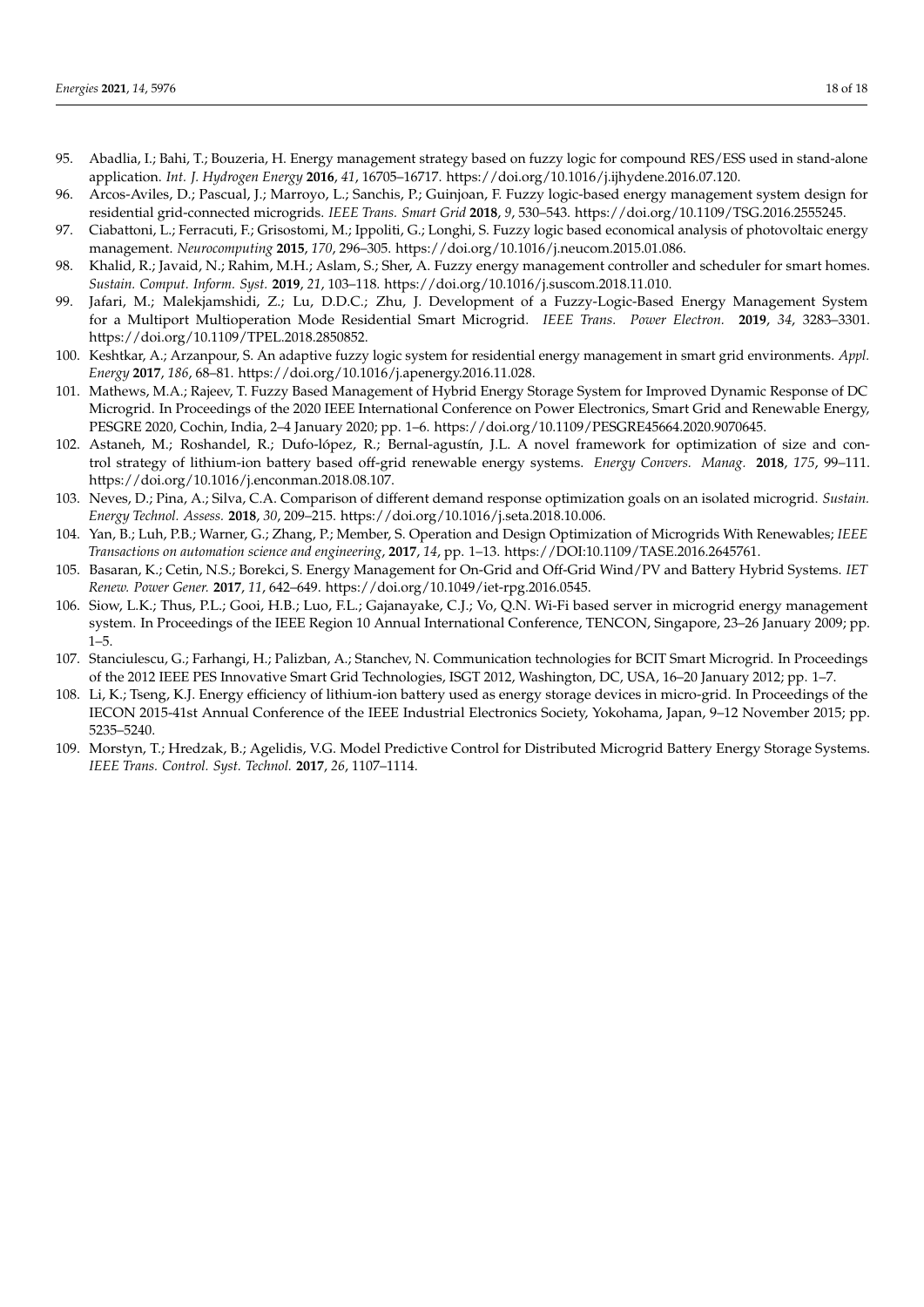95. Abadlia, I.; Bahi, T.; Bouzeria, H. Energy management strategy based on fuzzy logic for compound RES/ESS used in stand-alone application. *Int. J. Hydrogen Energy* **2016**, *41*, 16705–16717. https://doi.org/10.1016/j.ijhydene.2016.07.120.
96. Arcos-Aviles, D.; Pascual, J.; Marroyo, L.; Sanchis, P.; Guinjoan, F. Fuzzy logic-based energy management system design for residential grid-connected microgrids. *IEEE Trans. Smart Grid* **2018**, *9*, 530–543. https://doi.org/10.1109/TSG.2016.2555245.
97. Ciabattoni, L.; Ferracuti, F.; Grisostomi, M.; Ippoliti, G.; Longhi, S. Fuzzy logic based economical analysis of photovoltaic energy management. *Neurocomputing* **2015**, *170*, 296–305. https://doi.org/10.1016/j.neucom.2015.01.086.
98. Khalid, R.; Javaid, N.; Rahim, M.H.; Aslam, S.; Sher, A. Fuzzy energy management controller and scheduler for smart homes. *Sustain. Comput. Inform. Syst.* **2019**, *21*, 103–118. https://doi.org/10.1016/j.suscom.2018.11.010.
99. Jafari, M.; Malekjamshidi, Z.; Lu, D.D.C.; Zhu, J. Development of a Fuzzy-Logic-Based Energy Management System for a Multiport Multioperation Mode Residential Smart Microgrid. *IEEE Trans. Power Electron.* **2019**, *34*, 3283–3301. https://doi.org/10.1109/TPEL.2018.2850852.
100. Keshtkar, A.; Arzanpour, S. An adaptive fuzzy logic system for residential energy management in smart grid environments. *Appl. Energy* **2017**, *186*, 68–81. https://doi.org/10.1016/j.apenergy.2016.11.028.
101. Mathews, M.A.; Rajeev, T. Fuzzy Based Management of Hybrid Energy Storage System for Improved Dynamic Response of DC Microgrid. In Proceedings of the 2020 IEEE International Conference on Power Electronics, Smart Grid and Renewable Energy, PESGRE 2020, Cochin, India, 2–4 January 2020; pp. 1–6. https://doi.org/10.1109/PESGRE45664.2020.9070645.
102. Astaneh, M.; Roshandel, R.; Dufo-lópez, R.; Bernal-agustín, J.L. A novel framework for optimization of size and control strategy of lithium-ion battery based off-grid renewable energy systems. *Energy Convers. Manag.* **2018**, *175*, 99–111. https://doi.org/10.1016/j.enconman.2018.08.107.
103. Neves, D.; Pina, A.; Silva, C.A. Comparison of different demand response optimization goals on an isolated microgrid. *Sustain. Energy Technol. Assess.* **2018**, *30*, 209–215. https://doi.org/10.1016/j.seta.2018.10.006.
104. Yan, B.; Luh, P.B.; Warner, G.; Zhang, P.; Member, S. Operation and Design Optimization of Microgrids With Renewables; *IEEE Transactions on automation science and engineering*, **2017**, *14*, pp. 1–13. https://DOI:10.1109/TASE.2016.2645761.
105. Basaran, K.; Cetin, N.S.; Borekci, S. Energy Management for On-Grid and Off-Grid Wind/PV and Battery Hybrid Systems. *IET Renew. Power Gener.* **2017**, *11*, 642–649. https://doi.org/10.1049/iet-rpg.2016.0545.
106. Siow, L.K.; Thus, P.L.; Gooi, H.B.; Luo, F.L.; Gajanayake, C.J.; Vo, Q.N. Wi-Fi based server in microgrid energy management system. In Proceedings of the IEEE Region 10 Annual International Conference, TENCON, Singapore, 23–26 January 2009; pp. 1–5.
107. Stanciulescu, G.; Farhangi, H.; Palizban, A.; Stanchev, N. Communication technologies for BCIT Smart Microgrid. In Proceedings of the 2012 IEEE PES Innovative Smart Grid Technologies, ISGT 2012, Washington, DC, USA, 16–20 January 2012; pp. 1–7.
108. Li, K.; Tseng, K.J. Energy efficiency of lithium-ion battery used as energy storage devices in micro-grid. In Proceedings of the IECON 2015-41st Annual Conference of the IEEE Industrial Electronics Society, Yokohama, Japan, 9–12 November 2015; pp. 5235–5240.
109. Morstyn, T.; Hredzak, B.; Agelidis, V.G. Model Predictive Control for Distributed Microgrid Battery Energy Storage Systems. *IEEE Trans. Control. Syst. Technol.* **2017**, *26*, 1107–1114.